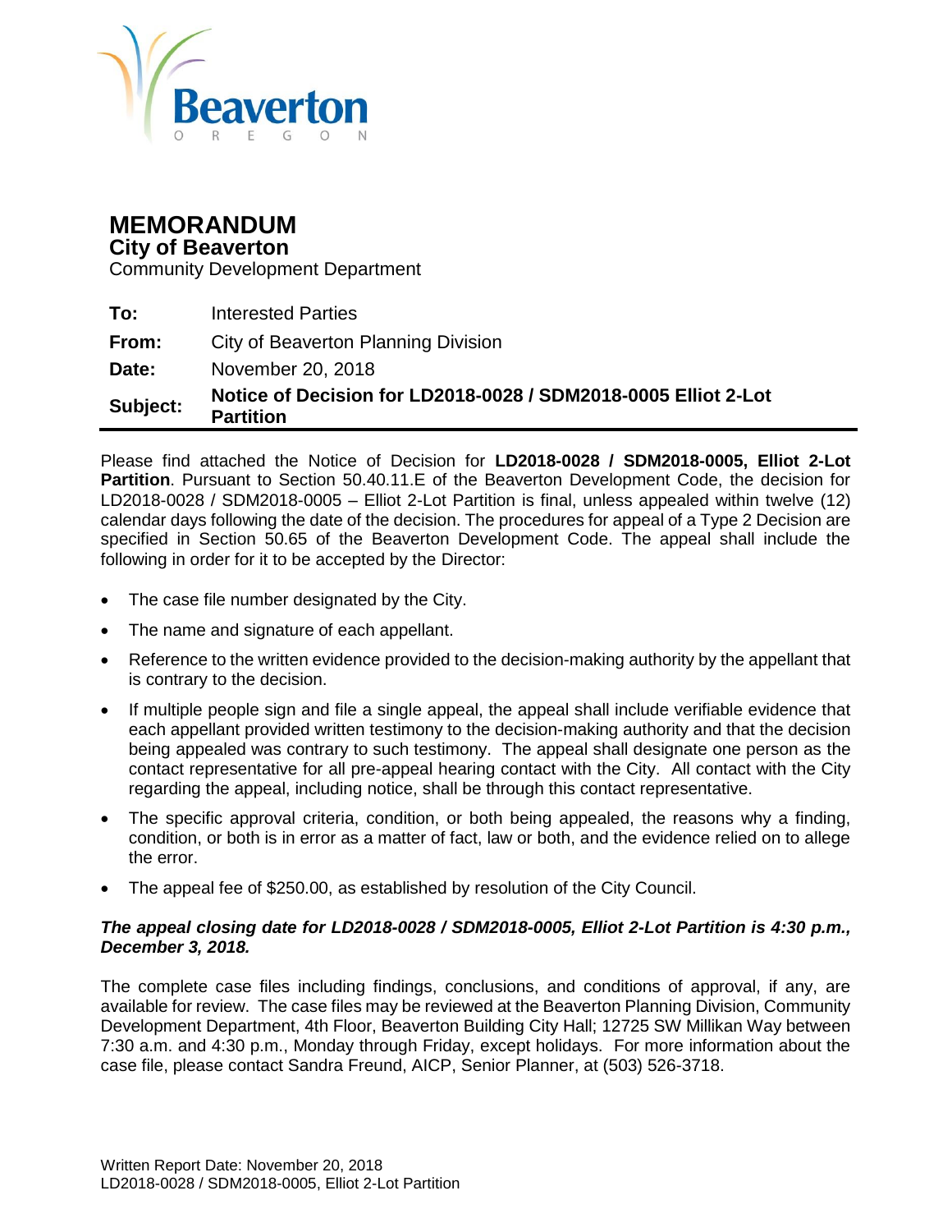# MEMORANDUM

## City of Beaverton

Community Development Department

| | |
|---|---|
| **To:** | Interested Parties |
| **From:** | City of Beaverton Planning Division |
| **Date:** | November 20, 2018 |
| **Subject:** | **Notice of Decision for LD2018-0028 / SDM2018-0005 Elliot 2-Lot Partition** |

Please find attached the Notice of Decision for **LD2018-0028 / SDM2018-0005, Elliot 2-Lot Partition**. Pursuant to Section 50.40.11.E of the Beaverton Development Code, the decision for LD2018-0028 / SDM2018-0005 – Elliot 2-Lot Partition is final, unless appealed within twelve (12) calendar days following the date of the decision. The procedures for appeal of a Type 2 Decision are specified in Section 50.65 of the Beaverton Development Code. The appeal shall include the following in order for it to be accepted by the Director:

- The case file number designated by the City.
- The name and signature of each appellant.
- Reference to the written evidence provided to the decision-making authority by the appellant that is contrary to the decision.
- If multiple people sign and file a single appeal, the appeal shall include verifiable evidence that each appellant provided written testimony to the decision-making authority and that the decision being appealed was contrary to such testimony. The appeal shall designate one person as the contact representative for all pre-appeal hearing contact with the City. All contact with the City regarding the appeal, including notice, shall be through this contact representative.
- The specific approval criteria, condition, or both being appealed, the reasons why a finding, condition, or both is in error as a matter of fact, law or both, and the evidence relied on to allege the error.
- The appeal fee of $250.00, as established by resolution of the City Council.

***The appeal closing date for LD2018-0028 / SDM2018-0005, Elliot 2-Lot Partition is 4:30 p.m., December 3, 2018.***

The complete case files including findings, conclusions, and conditions of approval, if any, are available for review. The case files may be reviewed at the Beaverton Planning Division, Community Development Department, 4th Floor, Beaverton Building City Hall; 12725 SW Millikan Way between 7:30 a.m. and 4:30 p.m., Monday through Friday, except holidays. For more information about the case file, please contact Sandra Freund, AICP, Senior Planner, at (503) 526-3718.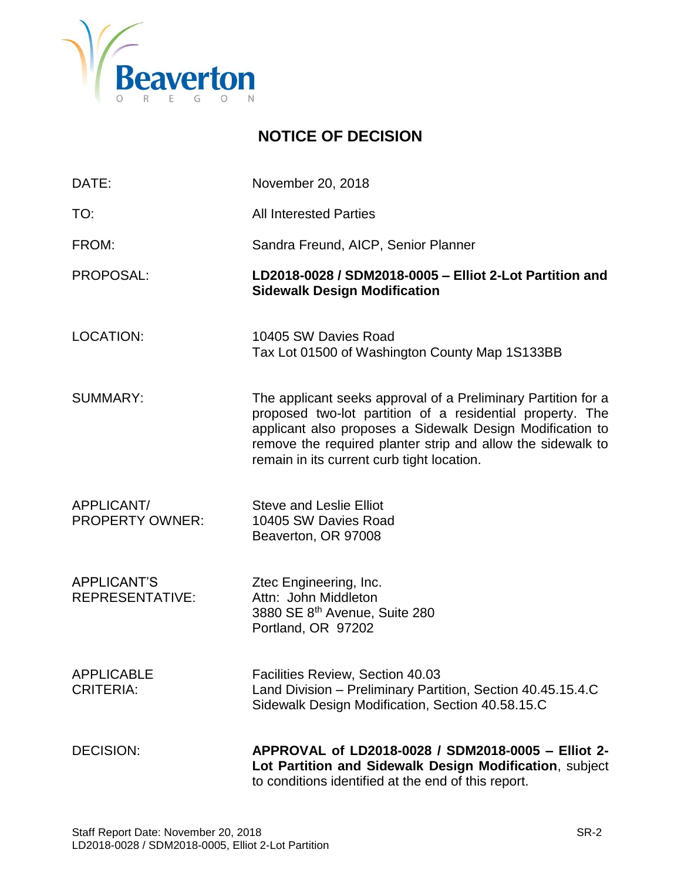# NOTICE OF DECISION

| | |
|---|---|
| DATE: | November 20, 2018 |
| TO: | All Interested Parties |
| FROM: | Sandra Freund, AICP, Senior Planner |
| PROPOSAL: | **LD2018-0028 / SDM2018-0005 – Elliot 2-Lot Partition and Sidewalk Design Modification** |
| LOCATION: | 10405 SW Davies Road<br>Tax Lot 01500 of Washington County Map 1S133BB |
| SUMMARY: | The applicant seeks approval of a Preliminary Partition for a proposed two-lot partition of a residential property. The applicant also proposes a Sidewalk Design Modification to remove the required planter strip and allow the sidewalk to remain in its current curb tight location. |
| APPLICANT/ PROPERTY OWNER: | Steve and Leslie Elliot<br>10405 SW Davies Road<br>Beaverton, OR 97008 |
| APPLICANT'S REPRESENTATIVE: | Ztec Engineering, Inc.<br>Attn: John Middleton<br>3880 SE 8th Avenue, Suite 280<br>Portland, OR 97202 |
| APPLICABLE CRITERIA: | Facilities Review, Section 40.03<br>Land Division – Preliminary Partition, Section 40.45.15.4.C<br>Sidewalk Design Modification, Section 40.58.15.C |
| DECISION: | **APPROVAL of LD2018-0028 / SDM2018-0005 – Elliot 2-Lot Partition and Sidewalk Design Modification**, subject to conditions identified at the end of this report. |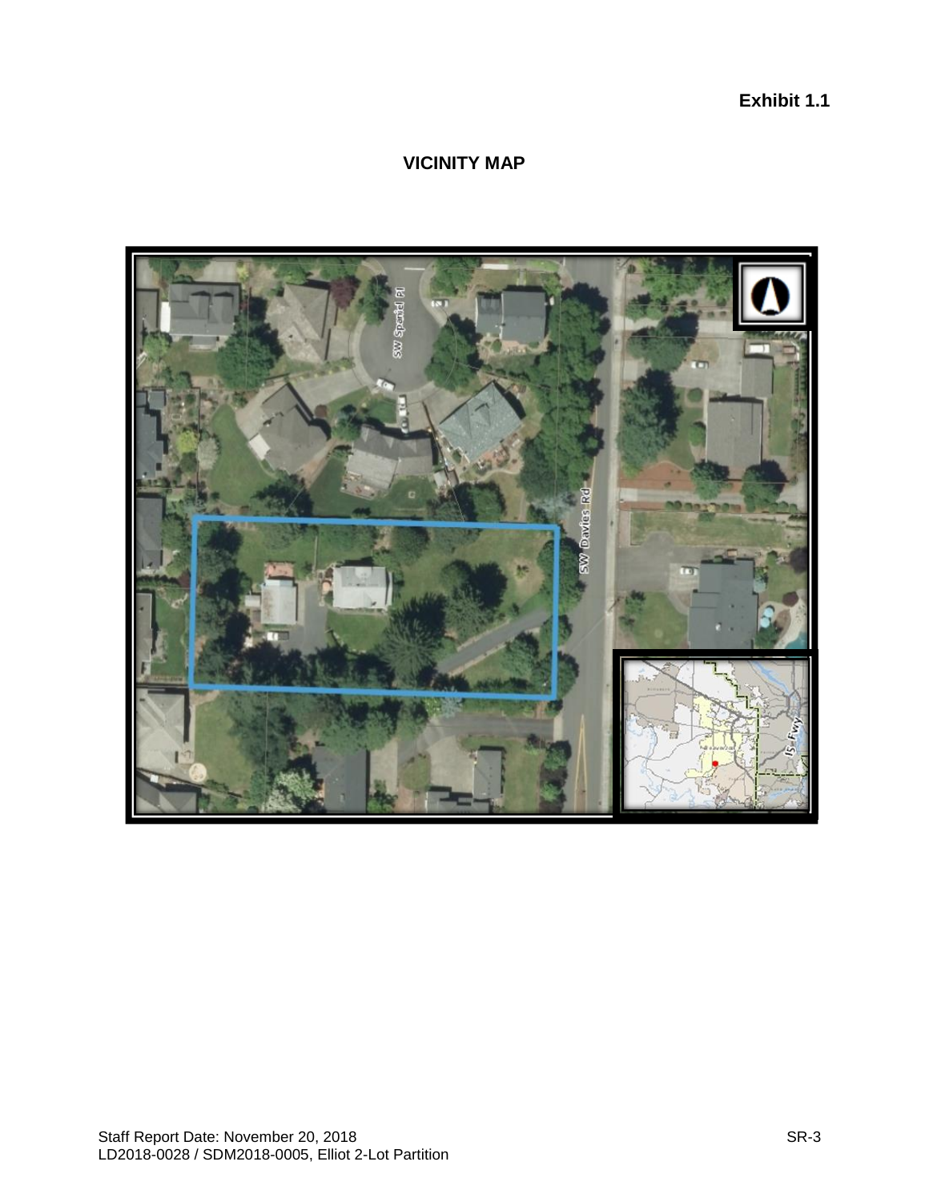**Exhibit 1.1**

## VICINITY MAP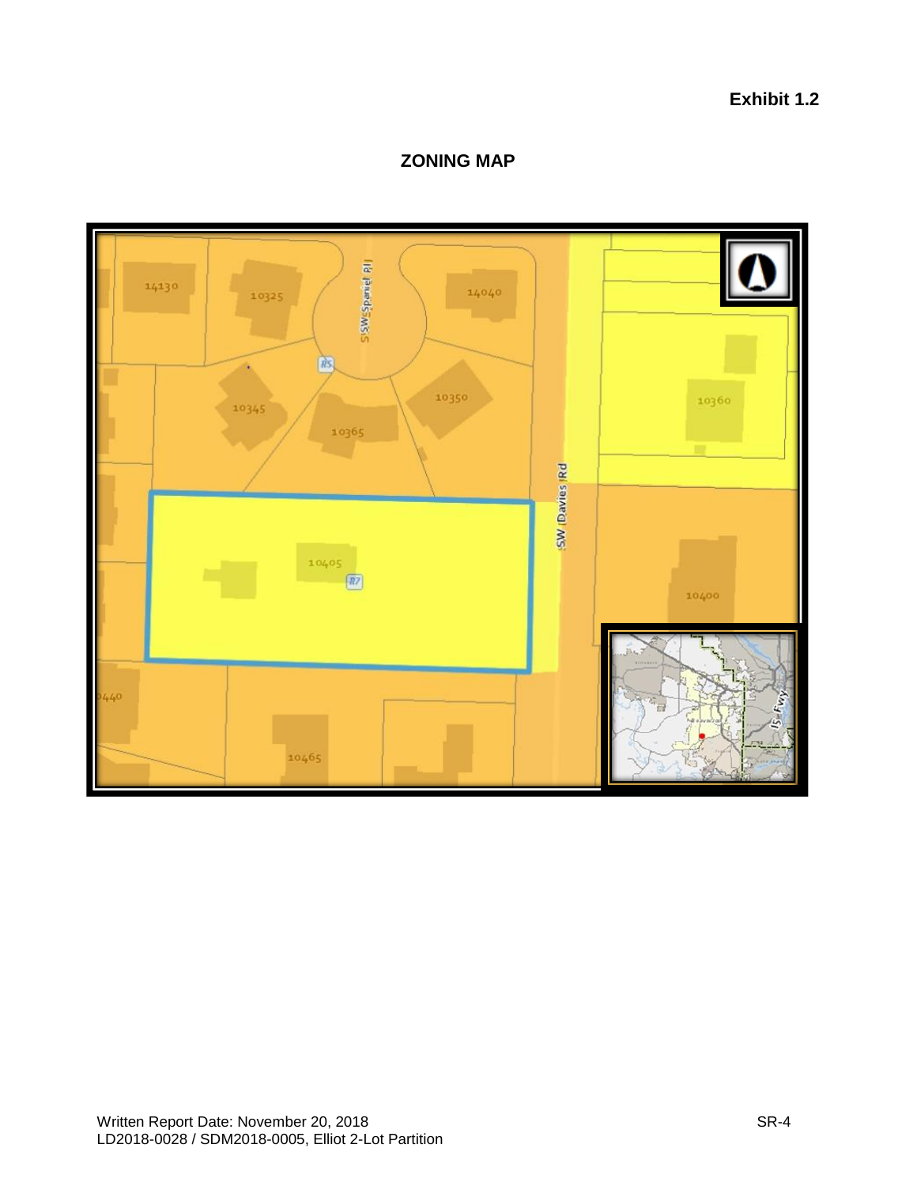**Exhibit 1.2**

## ZONING MAP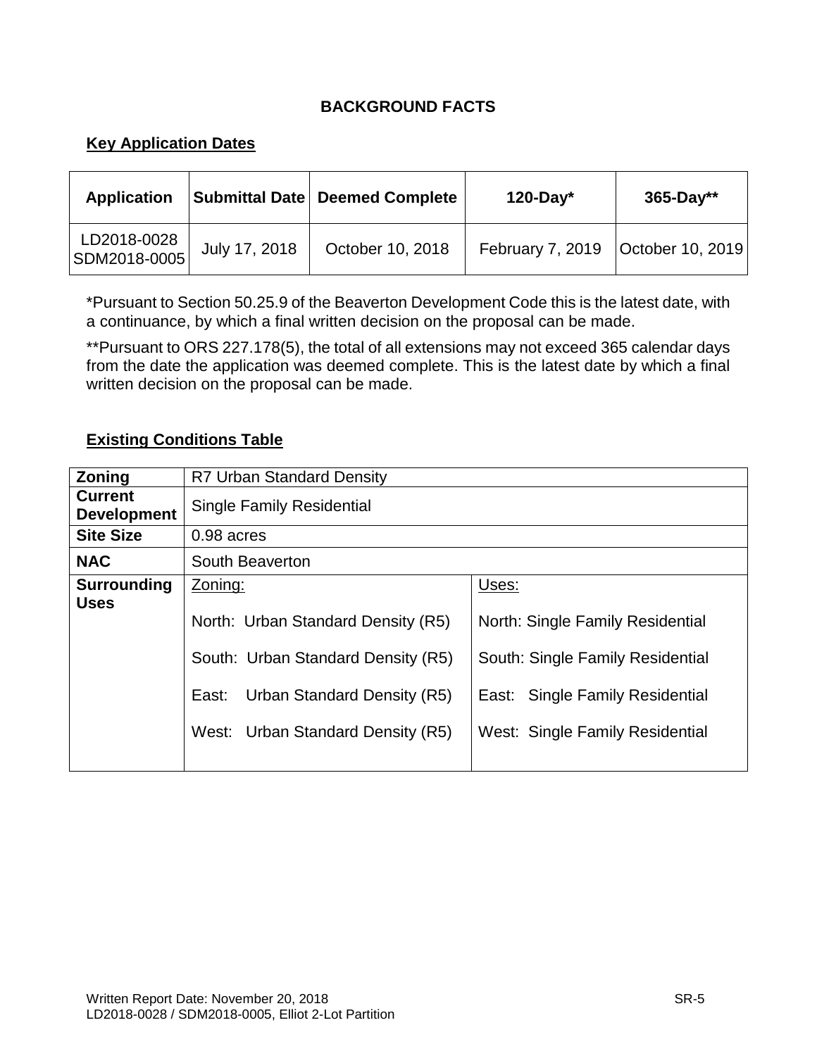# BACKGROUND FACTS

## Key Application Dates

| Application | Submittal Date | Deemed Complete | 120-Day* | 365-Day** |
|---|---|---|---|---|
| LD2018-0028 SDM2018-0005 | July 17, 2018 | October 10, 2018 | February 7, 2019 | October 10, 2019 |

*Pursuant to Section 50.25.9 of the Beaverton Development Code this is the latest date, with a continuance, by which a final written decision on the proposal can be made.

**Pursuant to ORS 227.178(5), the total of all extensions may not exceed 365 calendar days from the date the application was deemed complete. This is the latest date by which a final written decision on the proposal can be made.

## Existing Conditions Table

| | | |
|---|---|---|
| **Zoning** | R7 Urban Standard Density | |
| **Current Development** | Single Family Residential | |
| **Site Size** | 0.98 acres | |
| **NAC** | South Beaverton | |
| **Surrounding Uses** | Zoning:<br>North: Urban Standard Density (R5)<br>South: Urban Standard Density (R5)<br>East: Urban Standard Density (R5)<br>West: Urban Standard Density (R5) | Uses:<br>North: Single Family Residential<br>South: Single Family Residential<br>East: Single Family Residential<br>West: Single Family Residential |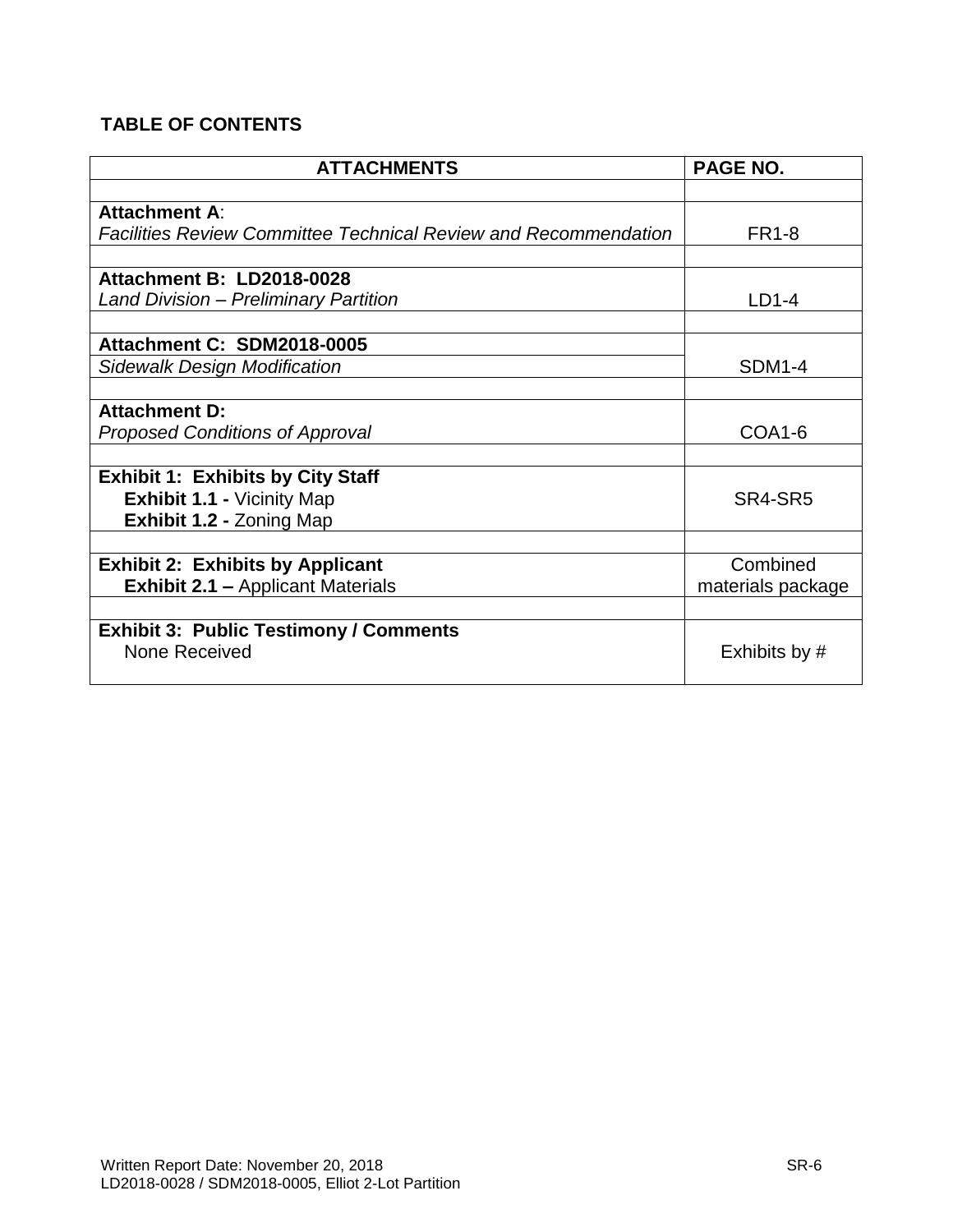**TABLE OF CONTENTS**

| ATTACHMENTS | PAGE NO. |
|---|---|
| | |
| **Attachment A**:<br>*Facilities Review Committee Technical Review and Recommendation* | FR1-8 |
| | |
| **Attachment B: LD2018-0028**<br>*Land Division – Preliminary Partition* | LD1-4 |
| | |
| **Attachment C: SDM2018-0005**<br>*Sidewalk Design Modification* | SDM1-4 |
| | |
| **Attachment D:**<br>*Proposed Conditions of Approval* | COA1-6 |
| | |
| **Exhibit 1: Exhibits by City Staff**<br>**Exhibit 1.1 -** Vicinity Map<br>**Exhibit 1.2 -** Zoning Map | SR4-SR5 |
| | |
| **Exhibit 2: Exhibits by Applicant**<br>**Exhibit 2.1 –** Applicant Materials | Combined materials package |
| | |
| **Exhibit 3: Public Testimony / Comments**<br>None Received | Exhibits by # |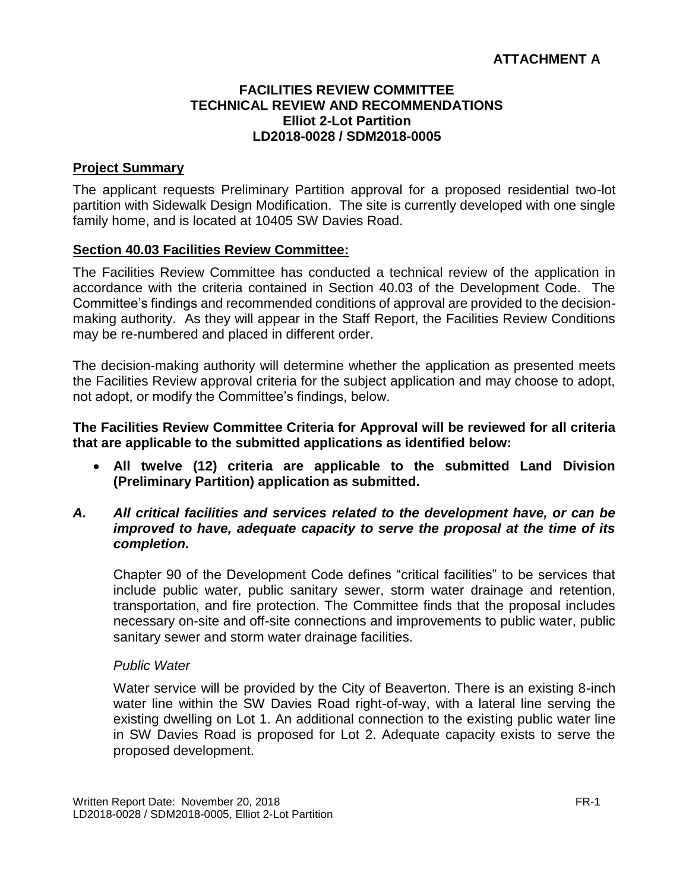**ATTACHMENT A**

**FACILITIES REVIEW COMMITTEE**
**TECHNICAL REVIEW AND RECOMMENDATIONS**
**Elliot 2-Lot Partition**
**LD2018-0028 / SDM2018-0005**

## Project Summary

The applicant requests Preliminary Partition approval for a proposed residential two-lot partition with Sidewalk Design Modification. The site is currently developed with one single family home, and is located at 10405 SW Davies Road.

## Section 40.03 Facilities Review Committee:

The Facilities Review Committee has conducted a technical review of the application in accordance with the criteria contained in Section 40.03 of the Development Code. The Committee's findings and recommended conditions of approval are provided to the decision-making authority. As they will appear in the Staff Report, the Facilities Review Conditions may be re-numbered and placed in different order.

The decision-making authority will determine whether the application as presented meets the Facilities Review approval criteria for the subject application and may choose to adopt, not adopt, or modify the Committee's findings, below.

**The Facilities Review Committee Criteria for Approval will be reviewed for all criteria that are applicable to the submitted applications as identified below:**

- **All twelve (12) criteria are applicable to the submitted Land Division (Preliminary Partition) application as submitted.**

### *A. All critical facilities and services related to the development have, or can be improved to have, adequate capacity to serve the proposal at the time of its completion.*

Chapter 90 of the Development Code defines "critical facilities" to be services that include public water, public sanitary sewer, storm water drainage and retention, transportation, and fire protection. The Committee finds that the proposal includes necessary on-site and off-site connections and improvements to public water, public sanitary sewer and storm water drainage facilities.

*Public Water*

Water service will be provided by the City of Beaverton. There is an existing 8-inch water line within the SW Davies Road right-of-way, with a lateral line serving the existing dwelling on Lot 1. An additional connection to the existing public water line in SW Davies Road is proposed for Lot 2. Adequate capacity exists to serve the proposed development.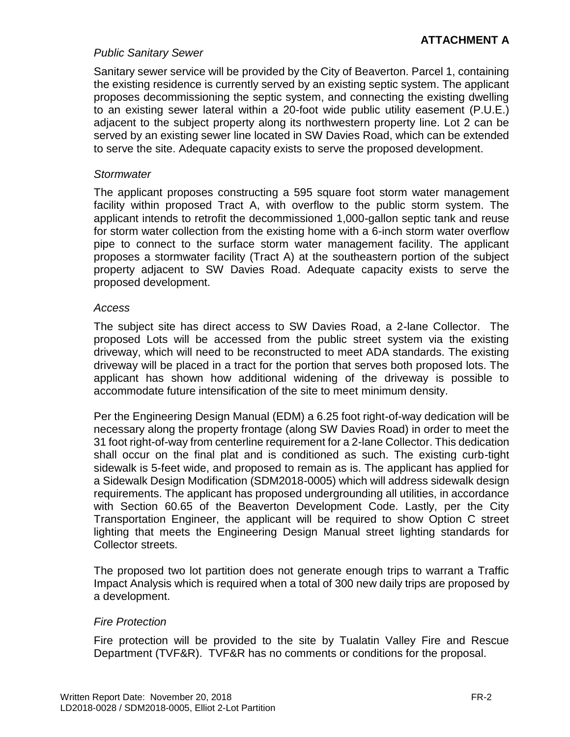**ATTACHMENT A**

*Public Sanitary Sewer*

Sanitary sewer service will be provided by the City of Beaverton. Parcel 1, containing the existing residence is currently served by an existing septic system. The applicant proposes decommissioning the septic system, and connecting the existing dwelling to an existing sewer lateral within a 20-foot wide public utility easement (P.U.E.) adjacent to the subject property along its northwestern property line. Lot 2 can be served by an existing sewer line located in SW Davies Road, which can be extended to serve the site. Adequate capacity exists to serve the proposed development.

*Stormwater*

The applicant proposes constructing a 595 square foot storm water management facility within proposed Tract A, with overflow to the public storm system. The applicant intends to retrofit the decommissioned 1,000-gallon septic tank and reuse for storm water collection from the existing home with a 6-inch storm water overflow pipe to connect to the surface storm water management facility. The applicant proposes a stormwater facility (Tract A) at the southeastern portion of the subject property adjacent to SW Davies Road. Adequate capacity exists to serve the proposed development.

*Access*

The subject site has direct access to SW Davies Road, a 2-lane Collector. The proposed Lots will be accessed from the public street system via the existing driveway, which will need to be reconstructed to meet ADA standards. The existing driveway will be placed in a tract for the portion that serves both proposed lots. The applicant has shown how additional widening of the driveway is possible to accommodate future intensification of the site to meet minimum density.

Per the Engineering Design Manual (EDM) a 6.25 foot right-of-way dedication will be necessary along the property frontage (along SW Davies Road) in order to meet the 31 foot right-of-way from centerline requirement for a 2-lane Collector. This dedication shall occur on the final plat and is conditioned as such. The existing curb-tight sidewalk is 5-feet wide, and proposed to remain as is. The applicant has applied for a Sidewalk Design Modification (SDM2018-0005) which will address sidewalk design requirements. The applicant has proposed undergrounding all utilities, in accordance with Section 60.65 of the Beaverton Development Code. Lastly, per the City Transportation Engineer, the applicant will be required to show Option C street lighting that meets the Engineering Design Manual street lighting standards for Collector streets.

The proposed two lot partition does not generate enough trips to warrant a Traffic Impact Analysis which is required when a total of 300 new daily trips are proposed by a development.

*Fire Protection*

Fire protection will be provided to the site by Tualatin Valley Fire and Rescue Department (TVF&R). TVF&R has no comments or conditions for the proposal.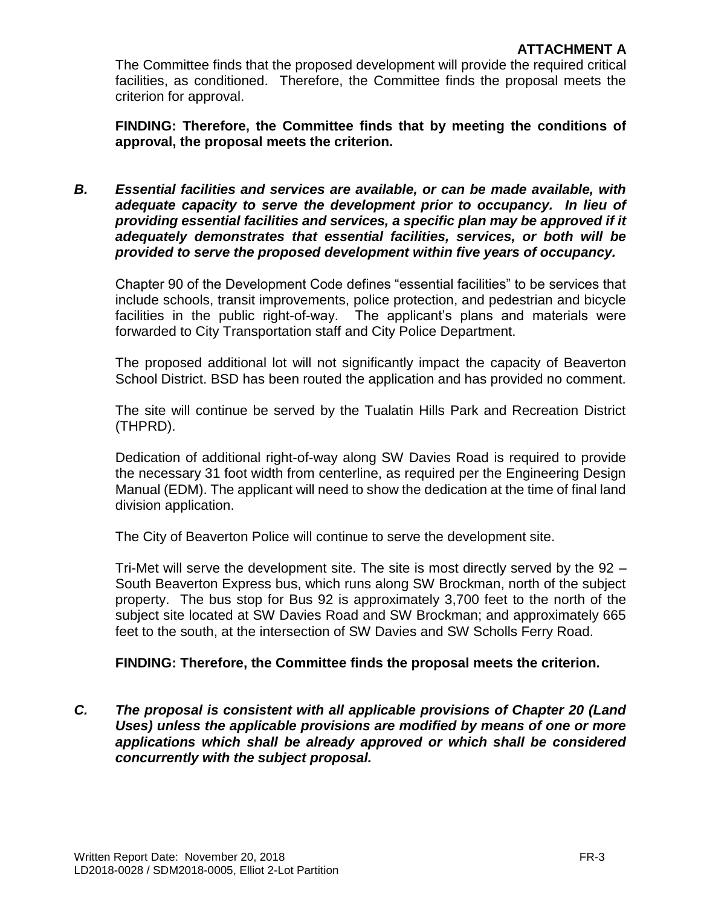**ATTACHMENT A**

The Committee finds that the proposed development will provide the required critical facilities, as conditioned. Therefore, the Committee finds the proposal meets the criterion for approval.

**FINDING: Therefore, the Committee finds that by meeting the conditions of approval, the proposal meets the criterion.**

***B. Essential facilities and services are available, or can be made available, with adequate capacity to serve the development prior to occupancy. In lieu of providing essential facilities and services, a specific plan may be approved if it adequately demonstrates that essential facilities, services, or both will be provided to serve the proposed development within five years of occupancy.***

Chapter 90 of the Development Code defines "essential facilities" to be services that include schools, transit improvements, police protection, and pedestrian and bicycle facilities in the public right-of-way. The applicant's plans and materials were forwarded to City Transportation staff and City Police Department.

The proposed additional lot will not significantly impact the capacity of Beaverton School District. BSD has been routed the application and has provided no comment.

The site will continue be served by the Tualatin Hills Park and Recreation District (THPRD).

Dedication of additional right-of-way along SW Davies Road is required to provide the necessary 31 foot width from centerline, as required per the Engineering Design Manual (EDM). The applicant will need to show the dedication at the time of final land division application.

The City of Beaverton Police will continue to serve the development site.

Tri-Met will serve the development site. The site is most directly served by the 92 – South Beaverton Express bus, which runs along SW Brockman, north of the subject property. The bus stop for Bus 92 is approximately 3,700 feet to the north of the subject site located at SW Davies Road and SW Brockman; and approximately 665 feet to the south, at the intersection of SW Davies and SW Scholls Ferry Road.

**FINDING: Therefore, the Committee finds the proposal meets the criterion.**

***C. The proposal is consistent with all applicable provisions of Chapter 20 (Land Uses) unless the applicable provisions are modified by means of one or more applications which shall be already approved or which shall be considered concurrently with the subject proposal.***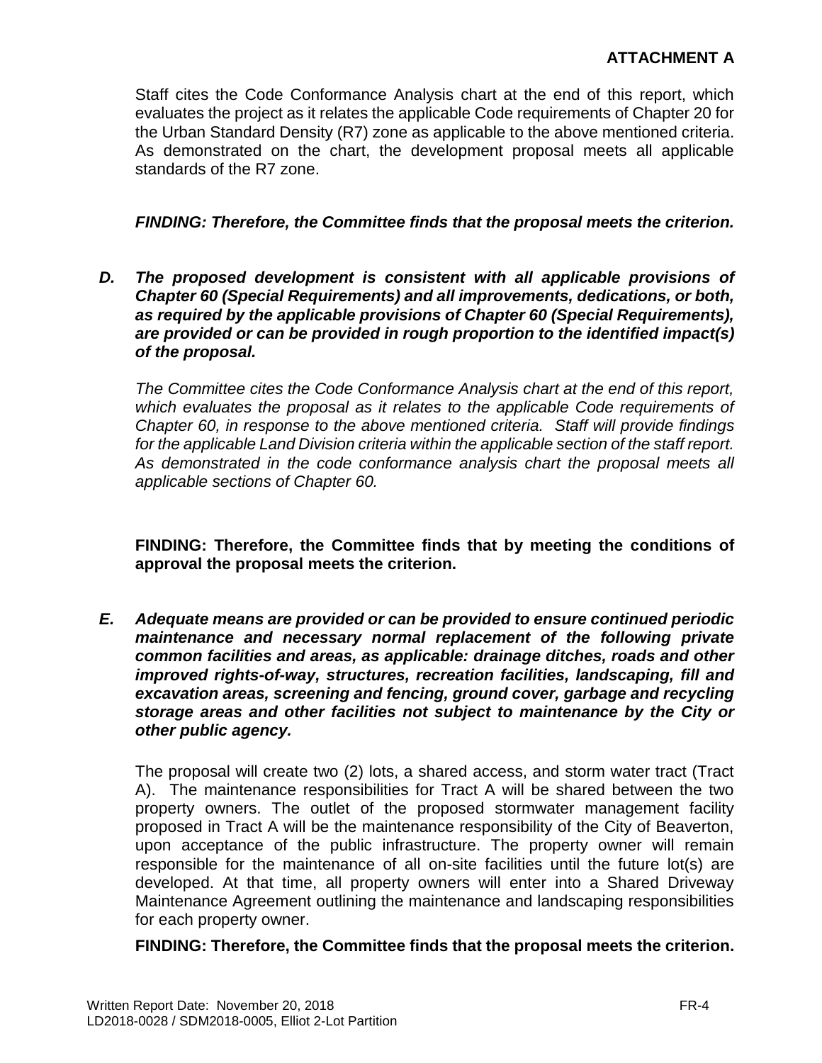**ATTACHMENT A**

Staff cites the Code Conformance Analysis chart at the end of this report, which evaluates the project as it relates the applicable Code requirements of Chapter 20 for the Urban Standard Density (R7) zone as applicable to the above mentioned criteria. As demonstrated on the chart, the development proposal meets all applicable standards of the R7 zone.

***FINDING: Therefore, the Committee finds that the proposal meets the criterion.***

***D. The proposed development is consistent with all applicable provisions of Chapter 60 (Special Requirements) and all improvements, dedications, or both, as required by the applicable provisions of Chapter 60 (Special Requirements), are provided or can be provided in rough proportion to the identified impact(s) of the proposal.***

*The Committee cites the Code Conformance Analysis chart at the end of this report, which evaluates the proposal as it relates to the applicable Code requirements of Chapter 60, in response to the above mentioned criteria. Staff will provide findings for the applicable Land Division criteria within the applicable section of the staff report. As demonstrated in the code conformance analysis chart the proposal meets all applicable sections of Chapter 60.*

**FINDING: Therefore, the Committee finds that by meeting the conditions of approval the proposal meets the criterion.**

***E. Adequate means are provided or can be provided to ensure continued periodic maintenance and necessary normal replacement of the following private common facilities and areas, as applicable: drainage ditches, roads and other improved rights-of-way, structures, recreation facilities, landscaping, fill and excavation areas, screening and fencing, ground cover, garbage and recycling storage areas and other facilities not subject to maintenance by the City or other public agency.***

The proposal will create two (2) lots, a shared access, and storm water tract (Tract A). The maintenance responsibilities for Tract A will be shared between the two property owners. The outlet of the proposed stormwater management facility proposed in Tract A will be the maintenance responsibility of the City of Beaverton, upon acceptance of the public infrastructure. The property owner will remain responsible for the maintenance of all on-site facilities until the future lot(s) are developed. At that time, all property owners will enter into a Shared Driveway Maintenance Agreement outlining the maintenance and landscaping responsibilities for each property owner.

**FINDING: Therefore, the Committee finds that the proposal meets the criterion.**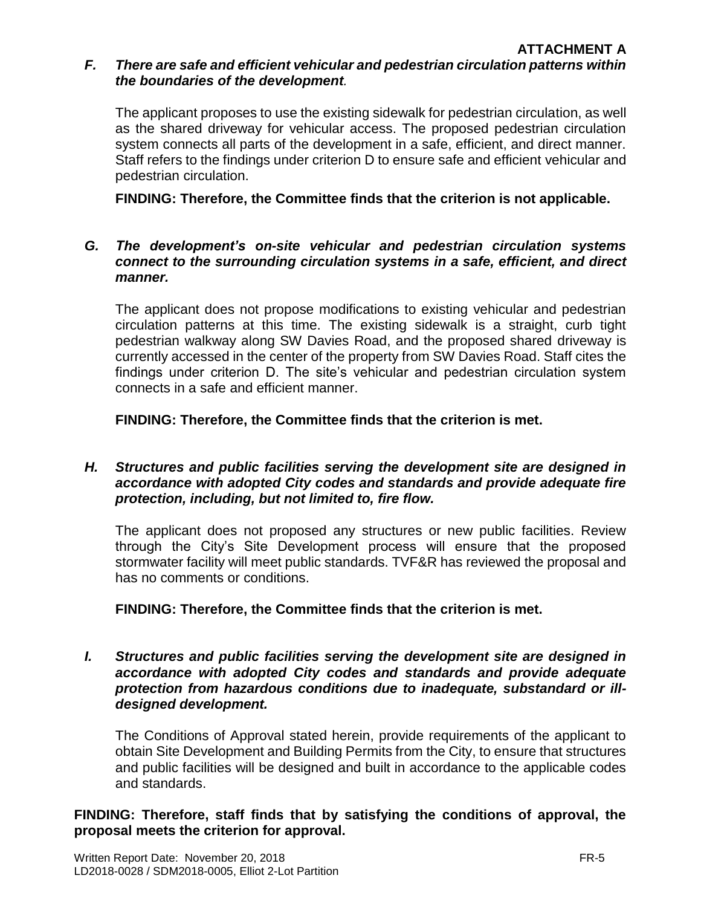**ATTACHMENT A**

***F. There are safe and efficient vehicular and pedestrian circulation patterns within the boundaries of the development.***

The applicant proposes to use the existing sidewalk for pedestrian circulation, as well as the shared driveway for vehicular access. The proposed pedestrian circulation system connects all parts of the development in a safe, efficient, and direct manner. Staff refers to the findings under criterion D to ensure safe and efficient vehicular and pedestrian circulation.

**FINDING: Therefore, the Committee finds that the criterion is not applicable.**

***G. The development's on-site vehicular and pedestrian circulation systems connect to the surrounding circulation systems in a safe, efficient, and direct manner.***

The applicant does not propose modifications to existing vehicular and pedestrian circulation patterns at this time. The existing sidewalk is a straight, curb tight pedestrian walkway along SW Davies Road, and the proposed shared driveway is currently accessed in the center of the property from SW Davies Road. Staff cites the findings under criterion D. The site's vehicular and pedestrian circulation system connects in a safe and efficient manner.

**FINDING: Therefore, the Committee finds that the criterion is met.**

***H. Structures and public facilities serving the development site are designed in accordance with adopted City codes and standards and provide adequate fire protection, including, but not limited to, fire flow.***

The applicant does not proposed any structures or new public facilities. Review through the City's Site Development process will ensure that the proposed stormwater facility will meet public standards. TVF&R has reviewed the proposal and has no comments or conditions.

**FINDING: Therefore, the Committee finds that the criterion is met.**

***I. Structures and public facilities serving the development site are designed in accordance with adopted City codes and standards and provide adequate protection from hazardous conditions due to inadequate, substandard or ill-designed development.***

The Conditions of Approval stated herein, provide requirements of the applicant to obtain Site Development and Building Permits from the City, to ensure that structures and public facilities will be designed and built in accordance to the applicable codes and standards.

**FINDING: Therefore, staff finds that by satisfying the conditions of approval, the proposal meets the criterion for approval.**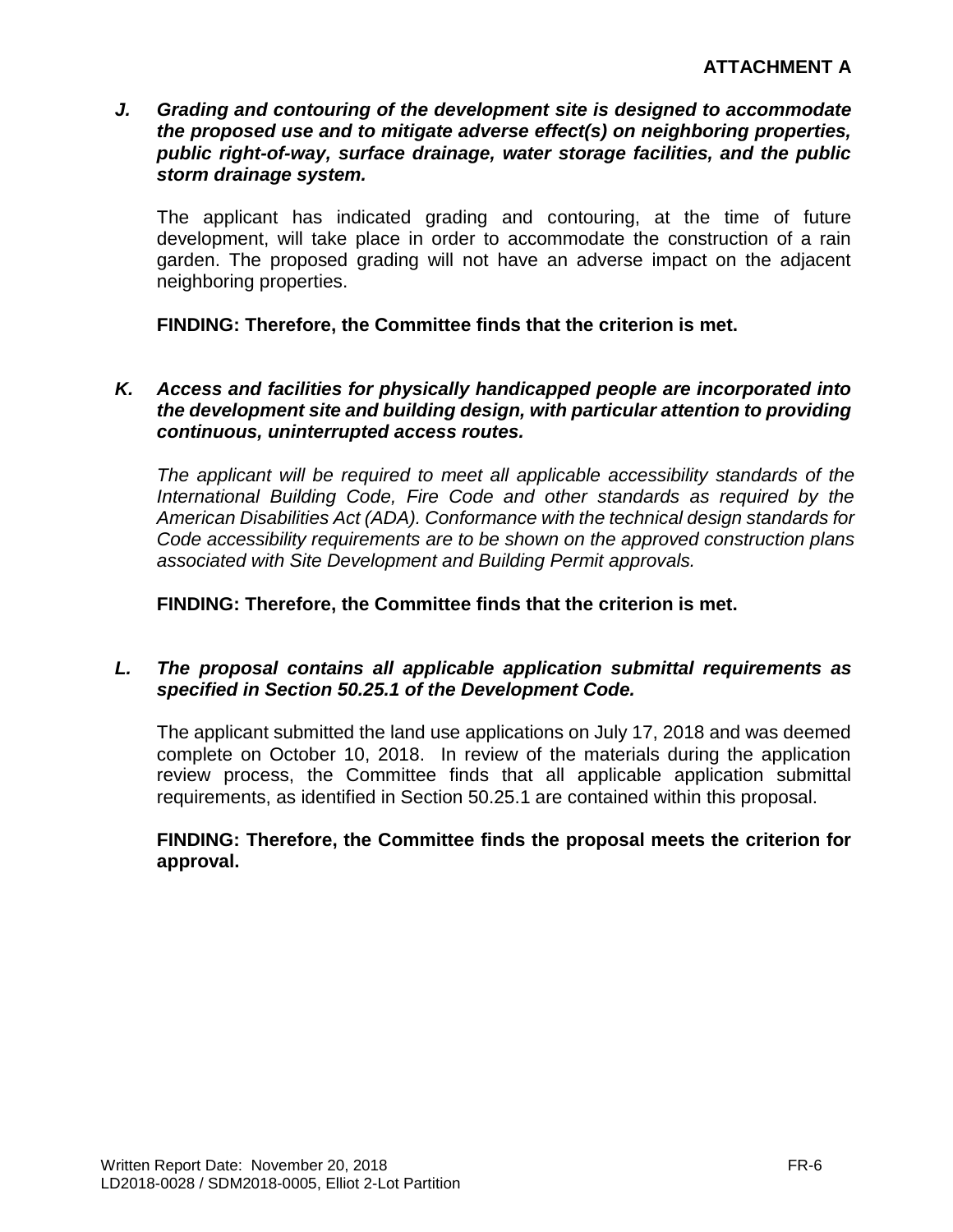**ATTACHMENT A**

***J. Grading and contouring of the development site is designed to accommodate the proposed use and to mitigate adverse effect(s) on neighboring properties, public right-of-way, surface drainage, water storage facilities, and the public storm drainage system.***

The applicant has indicated grading and contouring, at the time of future development, will take place in order to accommodate the construction of a rain garden. The proposed grading will not have an adverse impact on the adjacent neighboring properties.

**FINDING: Therefore, the Committee finds that the criterion is met.**

***K. Access and facilities for physically handicapped people are incorporated into the development site and building design, with particular attention to providing continuous, uninterrupted access routes.***

*The applicant will be required to meet all applicable accessibility standards of the International Building Code, Fire Code and other standards as required by the American Disabilities Act (ADA). Conformance with the technical design standards for Code accessibility requirements are to be shown on the approved construction plans associated with Site Development and Building Permit approvals.*

**FINDING: Therefore, the Committee finds that the criterion is met.**

***L. The proposal contains all applicable application submittal requirements as specified in Section 50.25.1 of the Development Code.***

The applicant submitted the land use applications on July 17, 2018 and was deemed complete on October 10, 2018. In review of the materials during the application review process, the Committee finds that all applicable application submittal requirements, as identified in Section 50.25.1 are contained within this proposal.

**FINDING: Therefore, the Committee finds the proposal meets the criterion for approval.**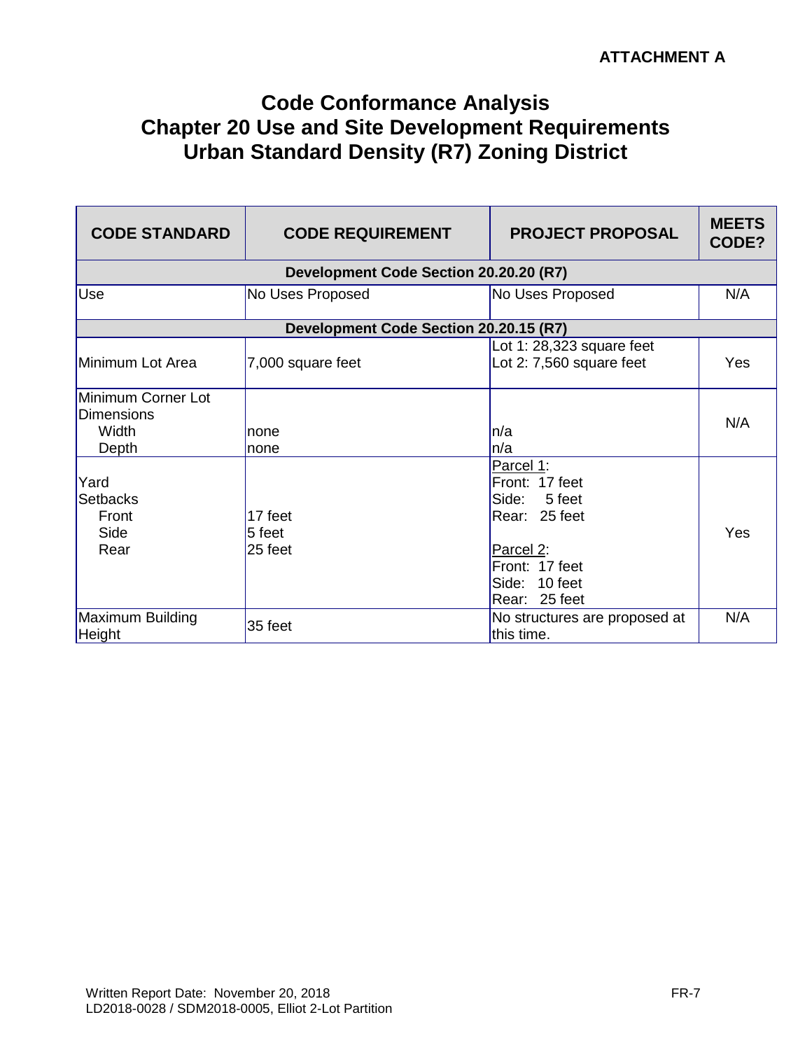**ATTACHMENT A**

# Code Conformance Analysis
# Chapter 20 Use and Site Development Requirements
# Urban Standard Density (R7) Zoning District

| CODE STANDARD | CODE REQUIREMENT | PROJECT PROPOSAL | MEETS CODE? |
|---|---|---|---|
| **Development Code Section 20.20.20 (R7)** | | | |
| Use | No Uses Proposed | No Uses Proposed | N/A |
| **Development Code Section 20.20.15 (R7)** | | | |
| Minimum Lot Area | 7,000 square feet | Lot 1: 28,323 square feet<br>Lot 2: 7,560 square feet | Yes |
| Minimum Corner Lot Dimensions<br>Width<br>Depth | <br><br>none<br>none | <br><br>n/a<br>n/a | N/A |
| Yard Setbacks<br>Front<br>Side<br>Rear | <br><br>17 feet<br>5 feet<br>25 feet | Parcel 1:<br>Front: 17 feet<br>Side: 5 feet<br>Rear: 25 feet<br><br>Parcel 2:<br>Front: 17 feet<br>Side: 10 feet<br>Rear: 25 feet | Yes |
| Maximum Building Height | 35 feet | No structures are proposed at this time. | N/A |

Written Report Date: November 20, 2018
LD2018-0028 / SDM2018-0005, Elliot 2-Lot Partition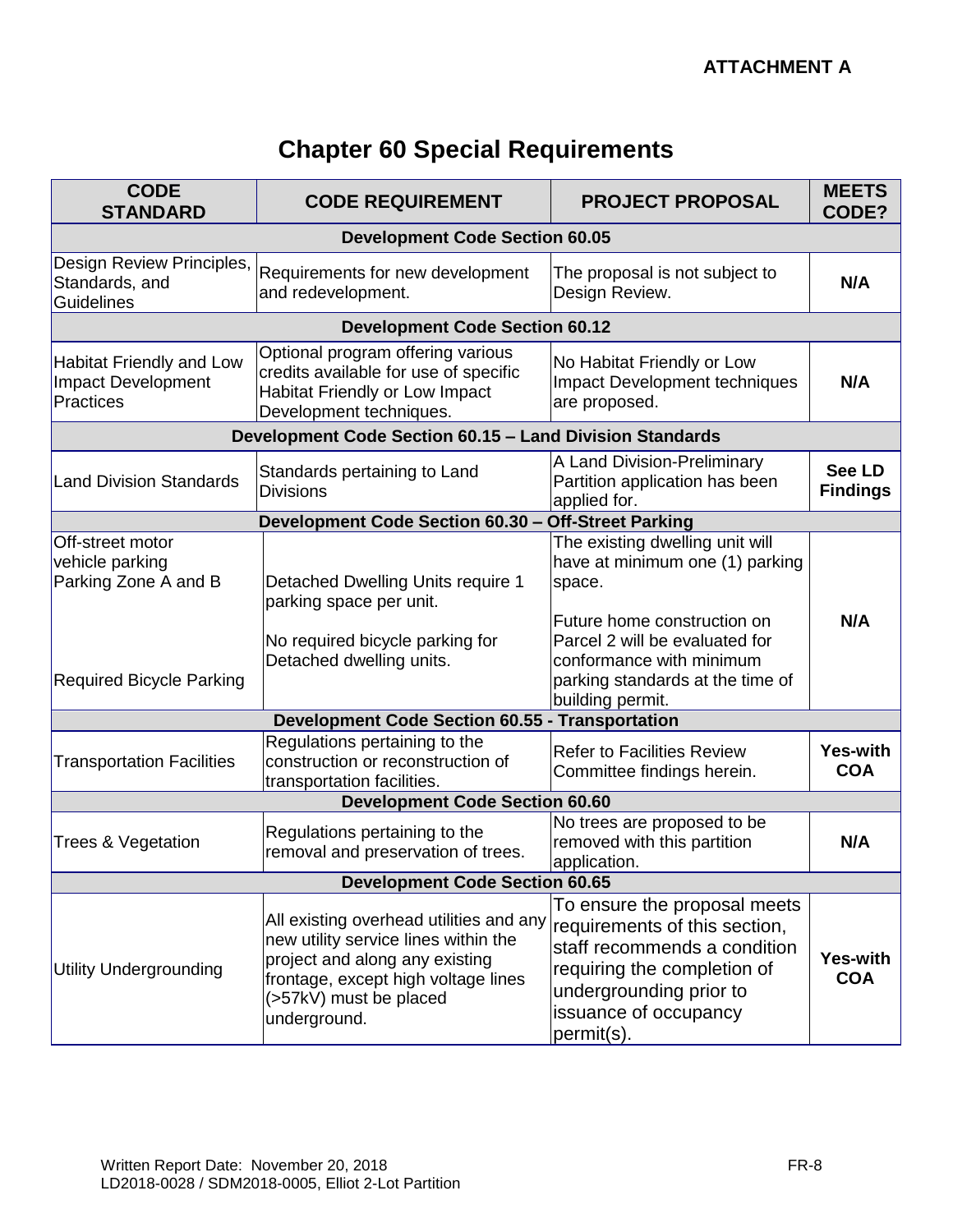**ATTACHMENT A**

# Chapter 60 Special Requirements

| CODE STANDARD | CODE REQUIREMENT | PROJECT PROPOSAL | MEETS CODE? |
|---|---|---|---|
| **Development Code Section 60.05** | | | |
| Design Review Principles, Standards, and Guidelines | Requirements for new development and redevelopment. | The proposal is not subject to Design Review. | **N/A** |
| **Development Code Section 60.12** | | | |
| Habitat Friendly and Low Impact Development Practices | Optional program offering various credits available for use of specific Habitat Friendly or Low Impact Development techniques. | No Habitat Friendly or Low Impact Development techniques are proposed. | **N/A** |
| **Development Code Section 60.15 – Land Division Standards** | | | |
| Land Division Standards | Standards pertaining to Land Divisions | A Land Division-Preliminary Partition application has been applied for. | **See LD Findings** |
| **Development Code Section 60.30 – Off-Street Parking** | | | |
| Off-street motor vehicle parking Parking Zone A and B<br><br>Required Bicycle Parking | Detached Dwelling Units require 1 parking space per unit.<br><br>No required bicycle parking for Detached dwelling units. | The existing dwelling unit will have at minimum one (1) parking space.<br><br>Future home construction on Parcel 2 will be evaluated for conformance with minimum parking standards at the time of building permit. | **N/A** |
| **Development Code Section 60.55 - Transportation** | | | |
| Transportation Facilities | Regulations pertaining to the construction or reconstruction of transportation facilities. | Refer to Facilities Review Committee findings herein. | **Yes-with COA** |
| **Development Code Section 60.60** | | | |
| Trees & Vegetation | Regulations pertaining to the removal and preservation of trees. | No trees are proposed to be removed with this partition application. | **N/A** |
| **Development Code Section 60.65** | | | |
| Utility Undergrounding | All existing overhead utilities and any new utility service lines within the project and along any existing frontage, except high voltage lines (>57kV) must be placed underground. | To ensure the proposal meets requirements of this section, staff recommends a condition requiring the completion of undergrounding prior to issuance of occupancy permit(s). | **Yes-with COA** |

Written Report Date: November 20, 2018
LD2018-0028 / SDM2018-0005, Elliot 2-Lot Partition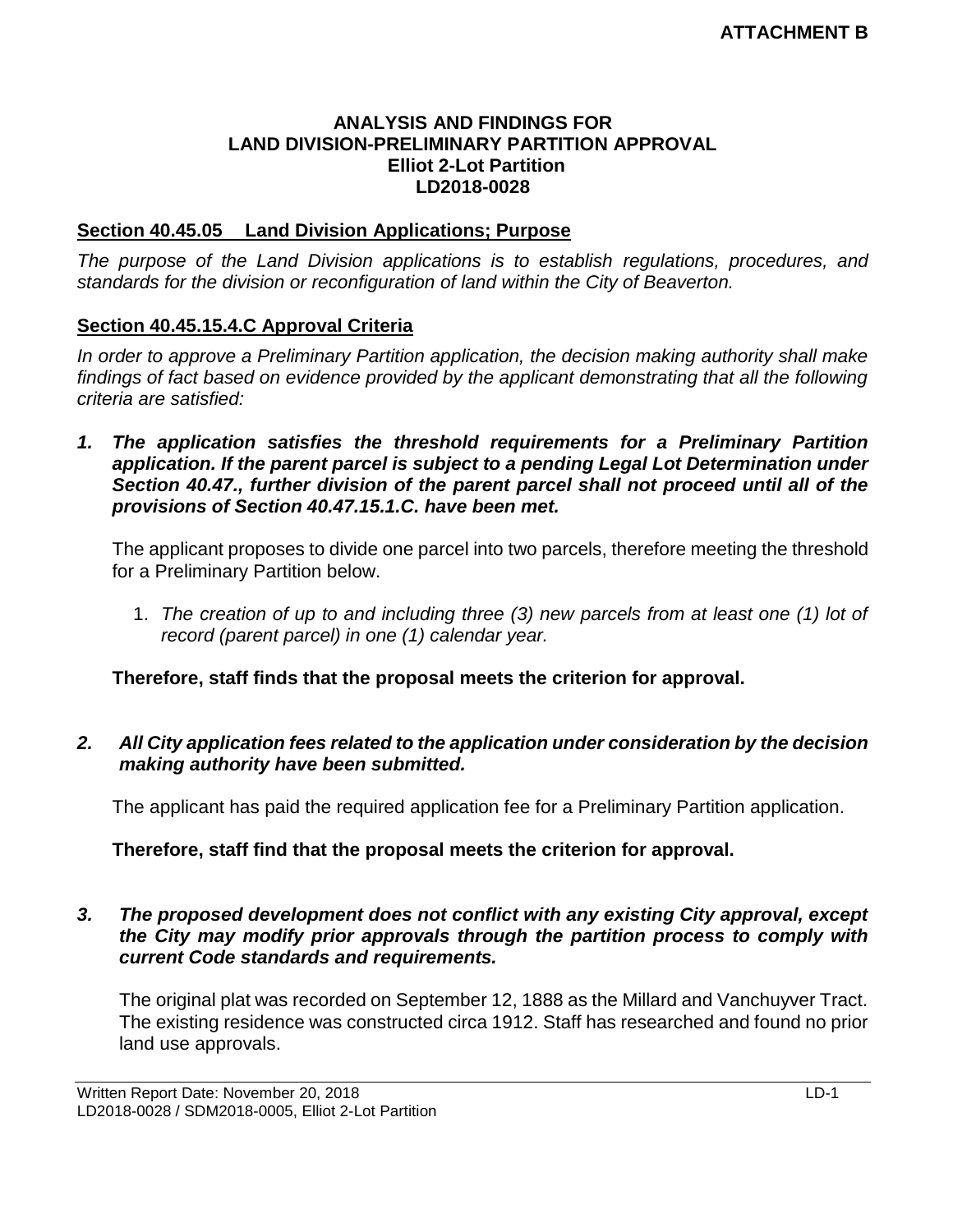**ATTACHMENT B**

# ANALYSIS AND FINDINGS FOR LAND DIVISION-PRELIMINARY PARTITION APPROVAL Elliot 2-Lot Partition LD2018-0028

## Section 40.45.05 Land Division Applications; Purpose

*The purpose of the Land Division applications is to establish regulations, procedures, and standards for the division or reconfiguration of land within the City of Beaverton.*

## Section 40.45.15.4.C Approval Criteria

*In order to approve a Preliminary Partition application, the decision making authority shall make findings of fact based on evidence provided by the applicant demonstrating that all the following criteria are satisfied:*

***1. The application satisfies the threshold requirements for a Preliminary Partition application. If the parent parcel is subject to a pending Legal Lot Determination under Section 40.47., further division of the parent parcel shall not proceed until all of the provisions of Section 40.47.15.1.C. have been met.***

The applicant proposes to divide one parcel into two parcels, therefore meeting the threshold for a Preliminary Partition below.

1. *The creation of up to and including three (3) new parcels from at least one (1) lot of record (parent parcel) in one (1) calendar year.*

**Therefore, staff finds that the proposal meets the criterion for approval.**

***2. All City application fees related to the application under consideration by the decision making authority have been submitted.***

The applicant has paid the required application fee for a Preliminary Partition application.

**Therefore, staff find that the proposal meets the criterion for approval.**

***3. The proposed development does not conflict with any existing City approval, except the City may modify prior approvals through the partition process to comply with current Code standards and requirements.***

The original plat was recorded on September 12, 1888 as the Millard and Vanchuyver Tract. The existing residence was constructed circa 1912. Staff has researched and found no prior land use approvals.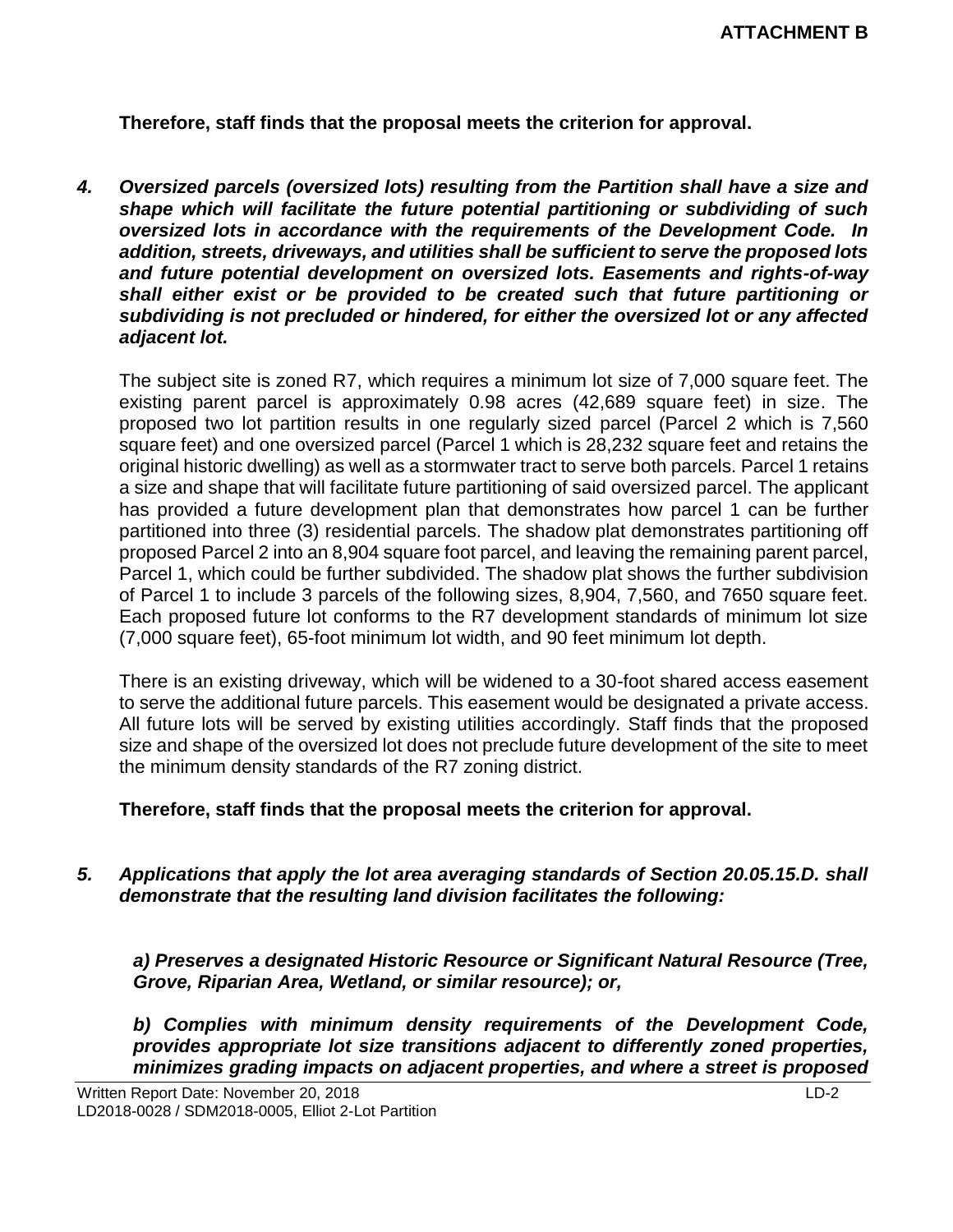**Therefore, staff finds that the proposal meets the criterion for approval.**

***4. Oversized parcels (oversized lots) resulting from the Partition shall have a size and shape which will facilitate the future potential partitioning or subdividing of such oversized lots in accordance with the requirements of the Development Code. In addition, streets, driveways, and utilities shall be sufficient to serve the proposed lots and future potential development on oversized lots. Easements and rights-of-way shall either exist or be provided to be created such that future partitioning or subdividing is not precluded or hindered, for either the oversized lot or any affected adjacent lot.***

The subject site is zoned R7, which requires a minimum lot size of 7,000 square feet. The existing parent parcel is approximately 0.98 acres (42,689 square feet) in size. The proposed two lot partition results in one regularly sized parcel (Parcel 2 which is 7,560 square feet) and one oversized parcel (Parcel 1 which is 28,232 square feet and retains the original historic dwelling) as well as a stormwater tract to serve both parcels. Parcel 1 retains a size and shape that will facilitate future partitioning of said oversized parcel. The applicant has provided a future development plan that demonstrates how parcel 1 can be further partitioned into three (3) residential parcels. The shadow plat demonstrates partitioning off proposed Parcel 2 into an 8,904 square foot parcel, and leaving the remaining parent parcel, Parcel 1, which could be further subdivided. The shadow plat shows the further subdivision of Parcel 1 to include 3 parcels of the following sizes, 8,904, 7,560, and 7650 square feet. Each proposed future lot conforms to the R7 development standards of minimum lot size (7,000 square feet), 65-foot minimum lot width, and 90 feet minimum lot depth.

There is an existing driveway, which will be widened to a 30-foot shared access easement to serve the additional future parcels. This easement would be designated a private access. All future lots will be served by existing utilities accordingly. Staff finds that the proposed size and shape of the oversized lot does not preclude future development of the site to meet the minimum density standards of the R7 zoning district.

**Therefore, staff finds that the proposal meets the criterion for approval.**

***5. Applications that apply the lot area averaging standards of Section 20.05.15.D. shall demonstrate that the resulting land division facilitates the following:***

***a) Preserves a designated Historic Resource or Significant Natural Resource (Tree, Grove, Riparian Area, Wetland, or similar resource); or,***

***b) Complies with minimum density requirements of the Development Code, provides appropriate lot size transitions adjacent to differently zoned properties, minimizes grading impacts on adjacent properties, and where a street is proposed***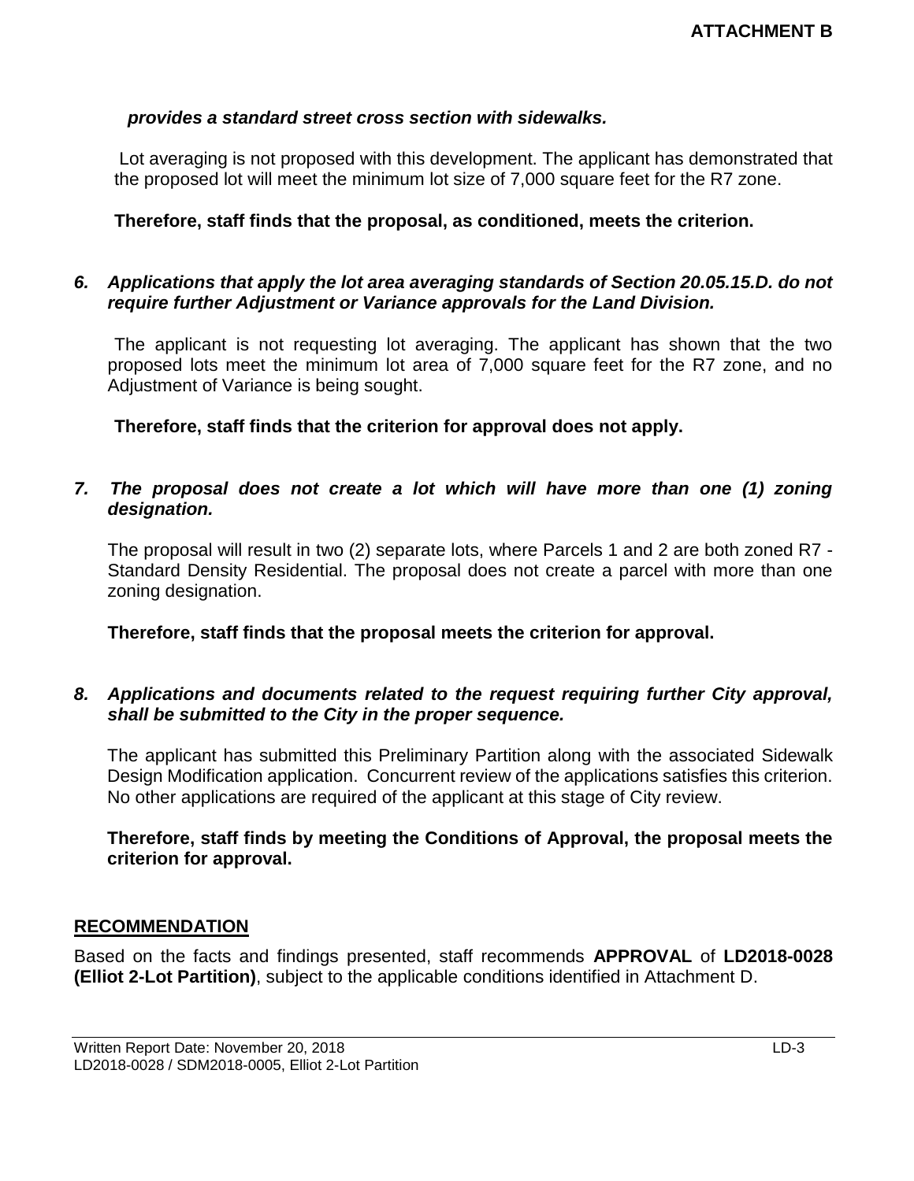**ATTACHMENT B**

***provides a standard street cross section with sidewalks.***

Lot averaging is not proposed with this development. The applicant has demonstrated that the proposed lot will meet the minimum lot size of 7,000 square feet for the R7 zone.

**Therefore, staff finds that the proposal, as conditioned, meets the criterion.**

***6. Applications that apply the lot area averaging standards of Section 20.05.15.D. do not require further Adjustment or Variance approvals for the Land Division.***

The applicant is not requesting lot averaging. The applicant has shown that the two proposed lots meet the minimum lot area of 7,000 square feet for the R7 zone, and no Adjustment of Variance is being sought.

**Therefore, staff finds that the criterion for approval does not apply.**

***7. The proposal does not create a lot which will have more than one (1) zoning designation.***

The proposal will result in two (2) separate lots, where Parcels 1 and 2 are both zoned R7 - Standard Density Residential. The proposal does not create a parcel with more than one zoning designation.

**Therefore, staff finds that the proposal meets the criterion for approval.**

***8. Applications and documents related to the request requiring further City approval, shall be submitted to the City in the proper sequence.***

The applicant has submitted this Preliminary Partition along with the associated Sidewalk Design Modification application. Concurrent review of the applications satisfies this criterion. No other applications are required of the applicant at this stage of City review.

**Therefore, staff finds by meeting the Conditions of Approval, the proposal meets the criterion for approval.**

## RECOMMENDATION

Based on the facts and findings presented, staff recommends **APPROVAL** of **LD2018-0028 (Elliot 2-Lot Partition)**, subject to the applicable conditions identified in Attachment D.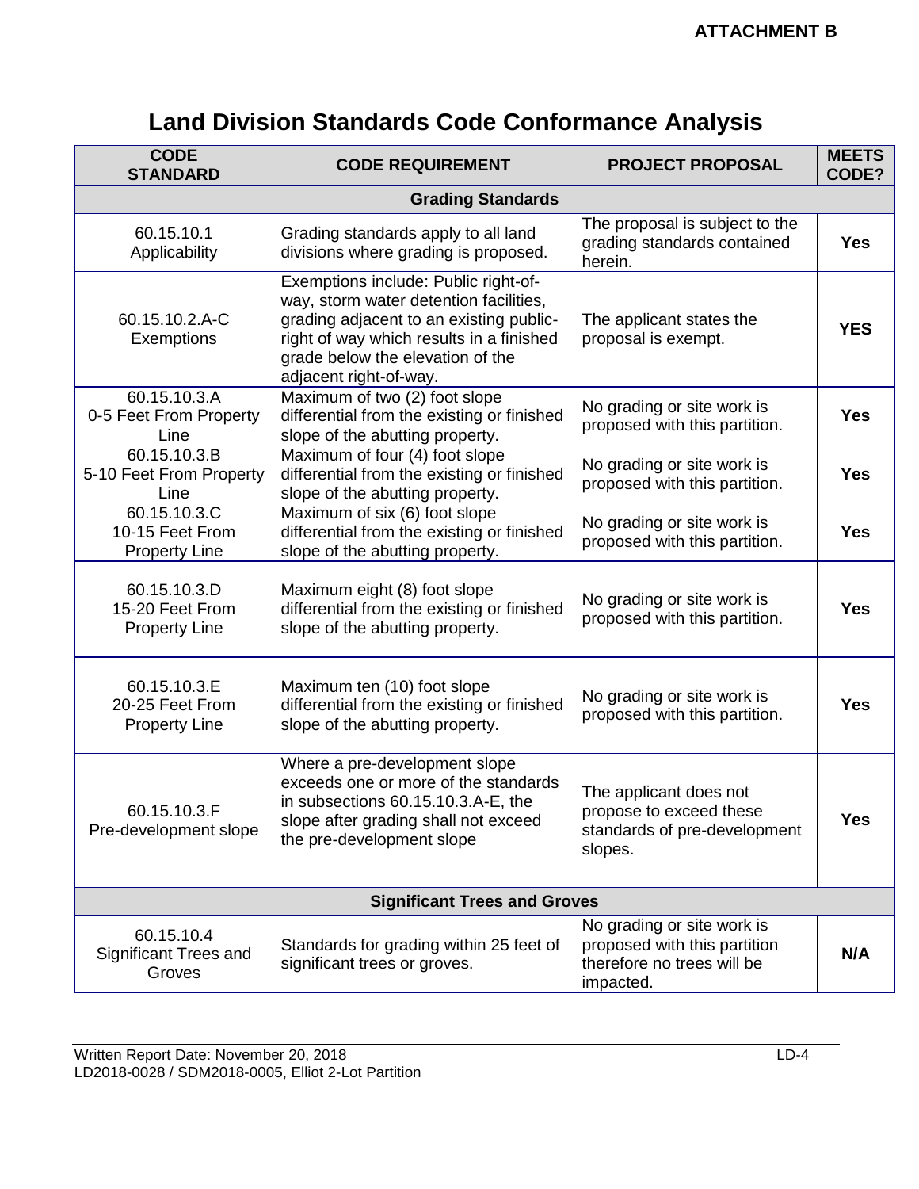**ATTACHMENT B**

# Land Division Standards Code Conformance Analysis

| CODE STANDARD | CODE REQUIREMENT | PROJECT PROPOSAL | MEETS CODE? |
|---|---|---|---|
| **Grading Standards** | | | |
| 60.15.10.1 Applicability | Grading standards apply to all land divisions where grading is proposed. | The proposal is subject to the grading standards contained herein. | **Yes** |
| 60.15.10.2.A-C Exemptions | Exemptions include: Public right-of-way, storm water detention facilities, grading adjacent to an existing public-right of-way which results in a finished grade below the elevation of the adjacent right-of-way. | The applicant states the proposal is exempt. | **YES** |
| 60.15.10.3.A 0-5 Feet From Property Line | Maximum of two (2) foot slope differential from the existing or finished slope of the abutting property. | No grading or site work is proposed with this partition. | **Yes** |
| 60.15.10.3.B 5-10 Feet From Property Line | Maximum of four (4) foot slope differential from the existing or finished slope of the abutting property. | No grading or site work is proposed with this partition. | **Yes** |
| 60.15.10.3.C 10-15 Feet From Property Line | Maximum of six (6) foot slope differential from the existing or finished slope of the abutting property. | No grading or site work is proposed with this partition. | **Yes** |
| 60.15.10.3.D 15-20 Feet From Property Line | Maximum eight (8) foot slope differential from the existing or finished slope of the abutting property. | No grading or site work is proposed with this partition. | **Yes** |
| 60.15.10.3.E 20-25 Feet From Property Line | Maximum ten (10) foot slope differential from the existing or finished slope of the abutting property. | No grading or site work is proposed with this partition. | **Yes** |
| 60.15.10.3.F Pre-development slope | Where a pre-development slope exceeds one or more of the standards in subsections 60.15.10.3.A-E, the slope after grading shall not exceed the pre-development slope | The applicant does not propose to exceed these standards of pre-development slopes. | **Yes** |
| **Significant Trees and Groves** | | | |
| 60.15.10.4 Significant Trees and Groves | Standards for grading within 25 feet of significant trees or groves. | No grading or site work is proposed with this partition therefore no trees will be impacted. | **N/A** |

Written Report Date: November 20, 2018
LD2018-0028 / SDM2018-0005, Elliot 2-Lot Partition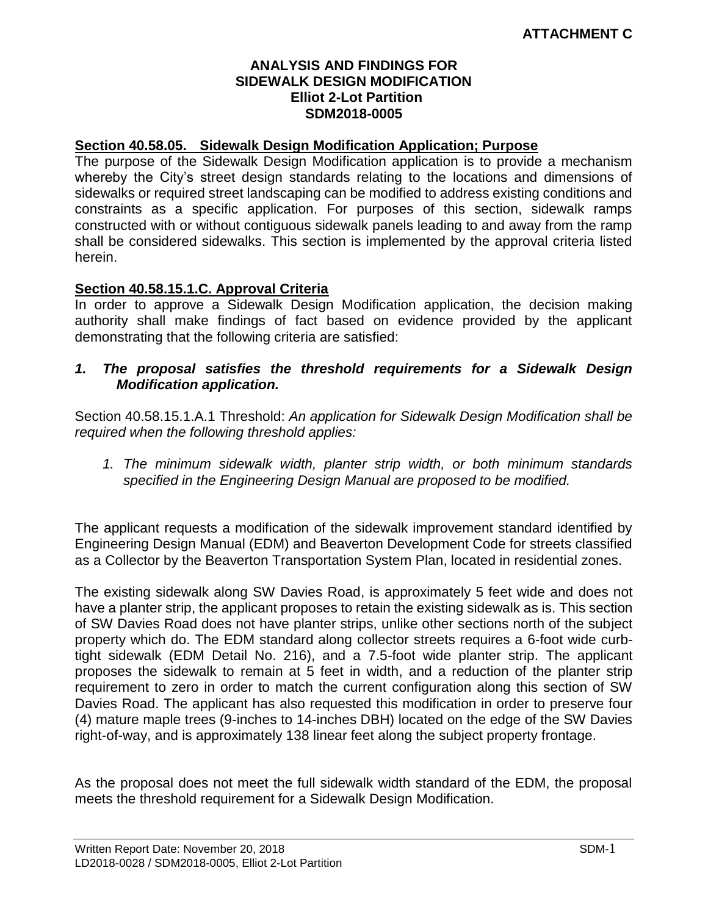**ATTACHMENT C**

**ANALYSIS AND FINDINGS FOR SIDEWALK DESIGN MODIFICATION Elliot 2-Lot Partition SDM2018-0005**

**Section 40.58.05. Sidewalk Design Modification Application; Purpose**

The purpose of the Sidewalk Design Modification application is to provide a mechanism whereby the City's street design standards relating to the locations and dimensions of sidewalks or required street landscaping can be modified to address existing conditions and constraints as a specific application. For purposes of this section, sidewalk ramps constructed with or without contiguous sidewalk panels leading to and away from the ramp shall be considered sidewalks. This section is implemented by the approval criteria listed herein.

**Section 40.58.15.1.C. Approval Criteria**

In order to approve a Sidewalk Design Modification application, the decision making authority shall make findings of fact based on evidence provided by the applicant demonstrating that the following criteria are satisfied:

***1. The proposal satisfies the threshold requirements for a Sidewalk Design Modification application.***

Section 40.58.15.1.A.1 Threshold: *An application for Sidewalk Design Modification shall be required when the following threshold applies:*

*1. The minimum sidewalk width, planter strip width, or both minimum standards specified in the Engineering Design Manual are proposed to be modified.*

The applicant requests a modification of the sidewalk improvement standard identified by Engineering Design Manual (EDM) and Beaverton Development Code for streets classified as a Collector by the Beaverton Transportation System Plan, located in residential zones.

The existing sidewalk along SW Davies Road, is approximately 5 feet wide and does not have a planter strip, the applicant proposes to retain the existing sidewalk as is. This section of SW Davies Road does not have planter strips, unlike other sections north of the subject property which do. The EDM standard along collector streets requires a 6-foot wide curb-tight sidewalk (EDM Detail No. 216), and a 7.5-foot wide planter strip. The applicant proposes the sidewalk to remain at 5 feet in width, and a reduction of the planter strip requirement to zero in order to match the current configuration along this section of SW Davies Road. The applicant has also requested this modification in order to preserve four (4) mature maple trees (9-inches to 14-inches DBH) located on the edge of the SW Davies right-of-way, and is approximately 138 linear feet along the subject property frontage.

As the proposal does not meet the full sidewalk width standard of the EDM, the proposal meets the threshold requirement for a Sidewalk Design Modification.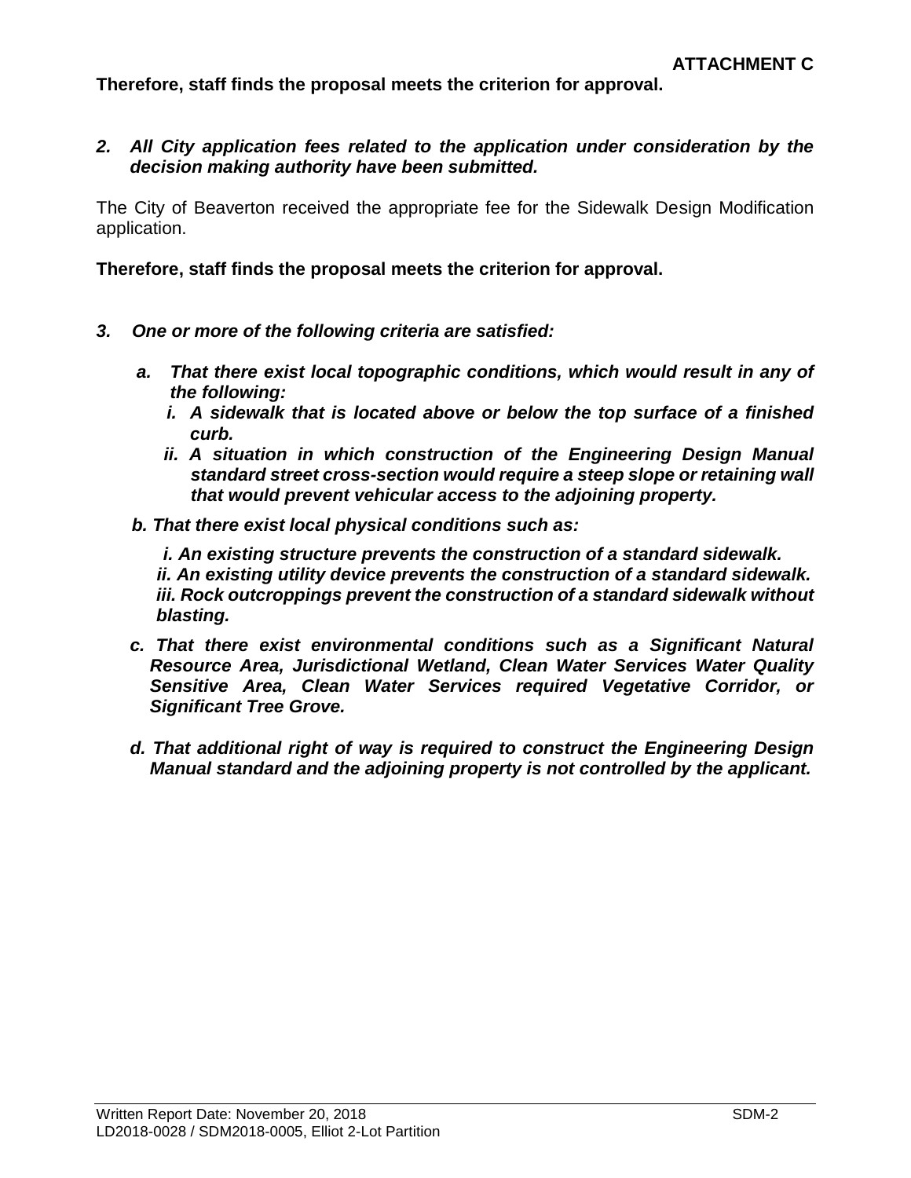**Therefore, staff finds the proposal meets the criterion for approval.**

2. ***All City application fees related to the application under consideration by the decision making authority have been submitted.***

The City of Beaverton received the appropriate fee for the Sidewalk Design Modification application.

**Therefore, staff finds the proposal meets the criterion for approval.**

3. ***One or more of the following criteria are satisfied:***

   a. ***That there exist local topographic conditions, which would result in any of the following:***
      i. ***A sidewalk that is located above or below the top surface of a finished curb.***
      ii. ***A situation in which construction of the Engineering Design Manual standard street cross-section would require a steep slope or retaining wall that would prevent vehicular access to the adjoining property.***

   b. ***That there exist local physical conditions such as:***
      i. ***An existing structure prevents the construction of a standard sidewalk.***
      ii. ***An existing utility device prevents the construction of a standard sidewalk.***
      iii. ***Rock outcroppings prevent the construction of a standard sidewalk without blasting.***

   c. ***That there exist environmental conditions such as a Significant Natural Resource Area, Jurisdictional Wetland, Clean Water Services Water Quality Sensitive Area, Clean Water Services required Vegetative Corridor, or Significant Tree Grove.***

   d. ***That additional right of way is required to construct the Engineering Design Manual standard and the adjoining property is not controlled by the applicant.***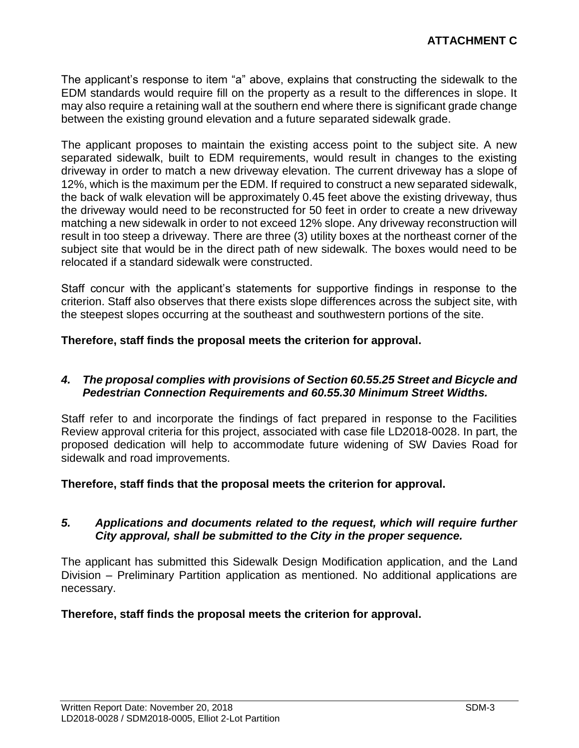**ATTACHMENT C**

The applicant's response to item "a" above, explains that constructing the sidewalk to the EDM standards would require fill on the property as a result to the differences in slope. It may also require a retaining wall at the southern end where there is significant grade change between the existing ground elevation and a future separated sidewalk grade.

The applicant proposes to maintain the existing access point to the subject site. A new separated sidewalk, built to EDM requirements, would result in changes to the existing driveway in order to match a new driveway elevation. The current driveway has a slope of 12%, which is the maximum per the EDM. If required to construct a new separated sidewalk, the back of walk elevation will be approximately 0.45 feet above the existing driveway, thus the driveway would need to be reconstructed for 50 feet in order to create a new driveway matching a new sidewalk in order to not exceed 12% slope. Any driveway reconstruction will result in too steep a driveway. There are three (3) utility boxes at the northeast corner of the subject site that would be in the direct path of new sidewalk. The boxes would need to be relocated if a standard sidewalk were constructed.

Staff concur with the applicant's statements for supportive findings in response to the criterion. Staff also observes that there exists slope differences across the subject site, with the steepest slopes occurring at the southeast and southwestern portions of the site.

**Therefore, staff finds the proposal meets the criterion for approval.**

***4. The proposal complies with provisions of Section 60.55.25 Street and Bicycle and Pedestrian Connection Requirements and 60.55.30 Minimum Street Widths.***

Staff refer to and incorporate the findings of fact prepared in response to the Facilities Review approval criteria for this project, associated with case file LD2018-0028. In part, the proposed dedication will help to accommodate future widening of SW Davies Road for sidewalk and road improvements.

**Therefore, staff finds that the proposal meets the criterion for approval.**

***5. Applications and documents related to the request, which will require further City approval, shall be submitted to the City in the proper sequence.***

The applicant has submitted this Sidewalk Design Modification application, and the Land Division – Preliminary Partition application as mentioned. No additional applications are necessary.

**Therefore, staff finds the proposal meets the criterion for approval.**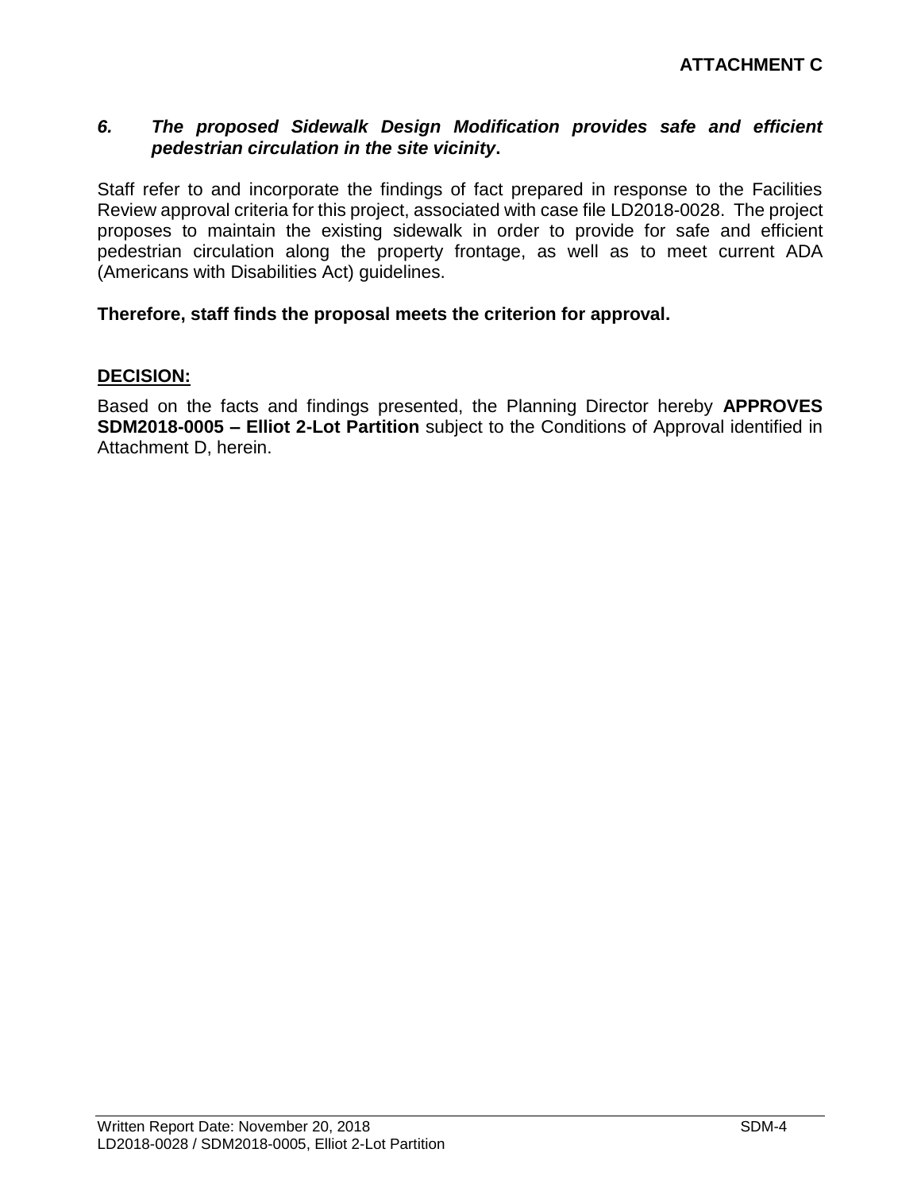**ATTACHMENT C**

***6. The proposed Sidewalk Design Modification provides safe and efficient pedestrian circulation in the site vicinity.***

Staff refer to and incorporate the findings of fact prepared in response to the Facilities Review approval criteria for this project, associated with case file LD2018-0028. The project proposes to maintain the existing sidewalk in order to provide for safe and efficient pedestrian circulation along the property frontage, as well as to meet current ADA (Americans with Disabilities Act) guidelines.

**Therefore, staff finds the proposal meets the criterion for approval.**

**DECISION:**

Based on the facts and findings presented, the Planning Director hereby **APPROVES SDM2018-0005 – Elliot 2-Lot Partition** subject to the Conditions of Approval identified in Attachment D, herein.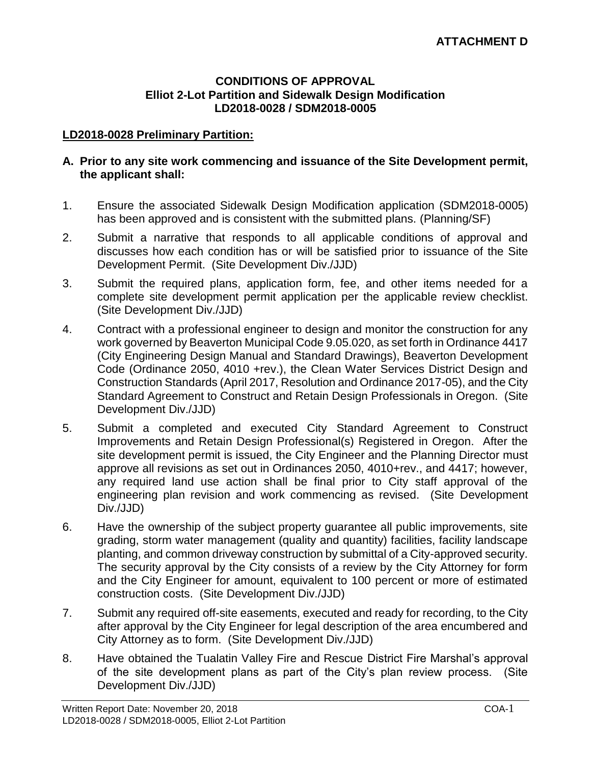**ATTACHMENT D**

## CONDITIONS OF APPROVAL
## Elliot 2-Lot Partition and Sidewalk Design Modification
## LD2018-0028 / SDM2018-0005

### LD2018-0028 Preliminary Partition:

**A. Prior to any site work commencing and issuance of the Site Development permit, the applicant shall:**

1. Ensure the associated Sidewalk Design Modification application (SDM2018-0005) has been approved and is consistent with the submitted plans. (Planning/SF)

2. Submit a narrative that responds to all applicable conditions of approval and discusses how each condition has or will be satisfied prior to issuance of the Site Development Permit. (Site Development Div./JJD)

3. Submit the required plans, application form, fee, and other items needed for a complete site development permit application per the applicable review checklist. (Site Development Div./JJD)

4. Contract with a professional engineer to design and monitor the construction for any work governed by Beaverton Municipal Code 9.05.020, as set forth in Ordinance 4417 (City Engineering Design Manual and Standard Drawings), Beaverton Development Code (Ordinance 2050, 4010 +rev.), the Clean Water Services District Design and Construction Standards (April 2017, Resolution and Ordinance 2017-05), and the City Standard Agreement to Construct and Retain Design Professionals in Oregon. (Site Development Div./JJD)

5. Submit a completed and executed City Standard Agreement to Construct Improvements and Retain Design Professional(s) Registered in Oregon. After the site development permit is issued, the City Engineer and the Planning Director must approve all revisions as set out in Ordinances 2050, 4010+rev., and 4417; however, any required land use action shall be final prior to City staff approval of the engineering plan revision and work commencing as revised. (Site Development Div./JJD)

6. Have the ownership of the subject property guarantee all public improvements, site grading, storm water management (quality and quantity) facilities, facility landscape planting, and common driveway construction by submittal of a City-approved security. The security approval by the City consists of a review by the City Attorney for form and the City Engineer for amount, equivalent to 100 percent or more of estimated construction costs. (Site Development Div./JJD)

7. Submit any required off-site easements, executed and ready for recording, to the City after approval by the City Engineer for legal description of the area encumbered and City Attorney as to form. (Site Development Div./JJD)

8. Have obtained the Tualatin Valley Fire and Rescue District Fire Marshal's approval of the site development plans as part of the City's plan review process. (Site Development Div./JJD)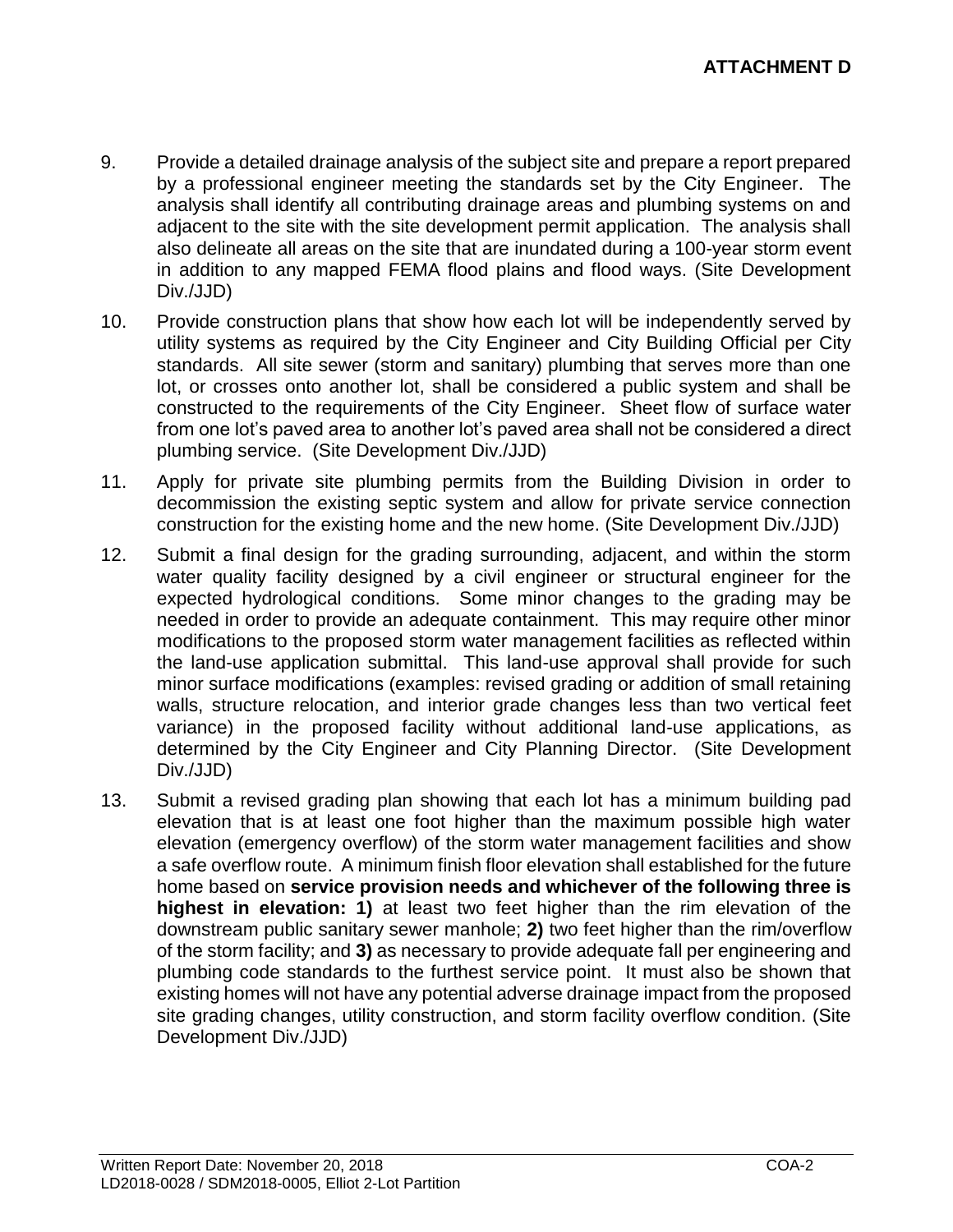**ATTACHMENT D**

9. Provide a detailed drainage analysis of the subject site and prepare a report prepared by a professional engineer meeting the standards set by the City Engineer. The analysis shall identify all contributing drainage areas and plumbing systems on and adjacent to the site with the site development permit application. The analysis shall also delineate all areas on the site that are inundated during a 100-year storm event in addition to any mapped FEMA flood plains and flood ways. (Site Development Div./JJD)

10. Provide construction plans that show how each lot will be independently served by utility systems as required by the City Engineer and City Building Official per City standards. All site sewer (storm and sanitary) plumbing that serves more than one lot, or crosses onto another lot, shall be considered a public system and shall be constructed to the requirements of the City Engineer. Sheet flow of surface water from one lot's paved area to another lot's paved area shall not be considered a direct plumbing service. (Site Development Div./JJD)

11. Apply for private site plumbing permits from the Building Division in order to decommission the existing septic system and allow for private service connection construction for the existing home and the new home. (Site Development Div./JJD)

12. Submit a final design for the grading surrounding, adjacent, and within the storm water quality facility designed by a civil engineer or structural engineer for the expected hydrological conditions. Some minor changes to the grading may be needed in order to provide an adequate containment. This may require other minor modifications to the proposed storm water management facilities as reflected within the land-use application submittal. This land-use approval shall provide for such minor surface modifications (examples: revised grading or addition of small retaining walls, structure relocation, and interior grade changes less than two vertical feet variance) in the proposed facility without additional land-use applications, as determined by the City Engineer and City Planning Director. (Site Development Div./JJD)

13. Submit a revised grading plan showing that each lot has a minimum building pad elevation that is at least one foot higher than the maximum possible high water elevation (emergency overflow) of the storm water management facilities and show a safe overflow route. A minimum finish floor elevation shall established for the future home based on **service provision needs and whichever of the following three is highest in elevation: 1)** at least two feet higher than the rim elevation of the downstream public sanitary sewer manhole; **2)** two feet higher than the rim/overflow of the storm facility; and **3)** as necessary to provide adequate fall per engineering and plumbing code standards to the furthest service point. It must also be shown that existing homes will not have any potential adverse drainage impact from the proposed site grading changes, utility construction, and storm facility overflow condition. (Site Development Div./JJD)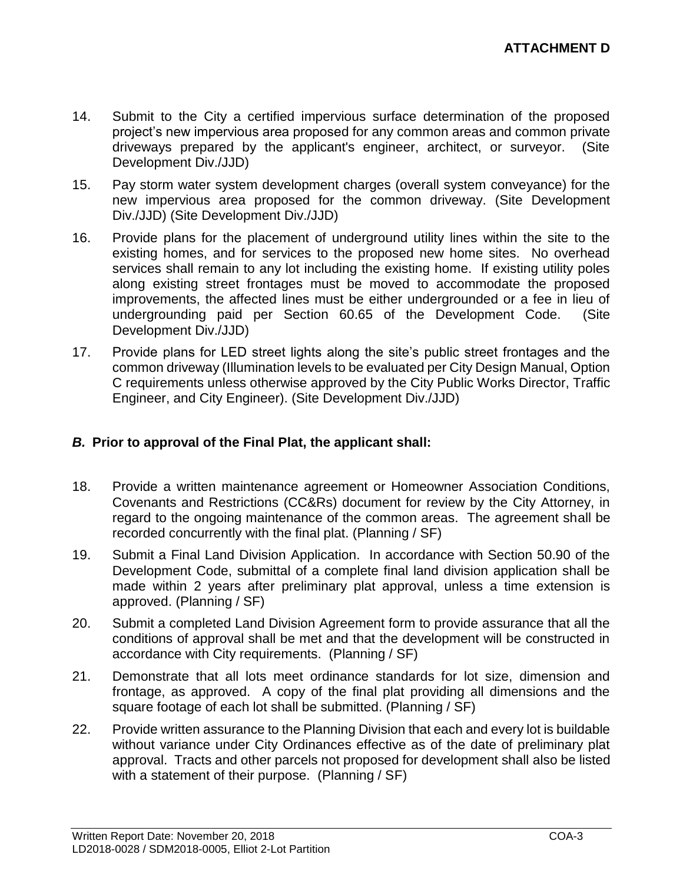**ATTACHMENT D**

14. Submit to the City a certified impervious surface determination of the proposed project's new impervious area proposed for any common areas and common private driveways prepared by the applicant's engineer, architect, or surveyor. (Site Development Div./JJD)

15. Pay storm water system development charges (overall system conveyance) for the new impervious area proposed for the common driveway. (Site Development Div./JJD) (Site Development Div./JJD)

16. Provide plans for the placement of underground utility lines within the site to the existing homes, and for services to the proposed new home sites. No overhead services shall remain to any lot including the existing home. If existing utility poles along existing street frontages must be moved to accommodate the proposed improvements, the affected lines must be either undergrounded or a fee in lieu of undergrounding paid per Section 60.65 of the Development Code. (Site Development Div./JJD)

17. Provide plans for LED street lights along the site's public street frontages and the common driveway (Illumination levels to be evaluated per City Design Manual, Option C requirements unless otherwise approved by the City Public Works Director, Traffic Engineer, and City Engineer). (Site Development Div./JJD)

### ***B.*** **Prior to approval of the Final Plat, the applicant shall:**

18. Provide a written maintenance agreement or Homeowner Association Conditions, Covenants and Restrictions (CC&Rs) document for review by the City Attorney, in regard to the ongoing maintenance of the common areas. The agreement shall be recorded concurrently with the final plat. (Planning / SF)

19. Submit a Final Land Division Application. In accordance with Section 50.90 of the Development Code, submittal of a complete final land division application shall be made within 2 years after preliminary plat approval, unless a time extension is approved. (Planning / SF)

20. Submit a completed Land Division Agreement form to provide assurance that all the conditions of approval shall be met and that the development will be constructed in accordance with City requirements. (Planning / SF)

21. Demonstrate that all lots meet ordinance standards for lot size, dimension and frontage, as approved. A copy of the final plat providing all dimensions and the square footage of each lot shall be submitted. (Planning / SF)

22. Provide written assurance to the Planning Division that each and every lot is buildable without variance under City Ordinances effective as of the date of preliminary plat approval. Tracts and other parcels not proposed for development shall also be listed with a statement of their purpose. (Planning / SF)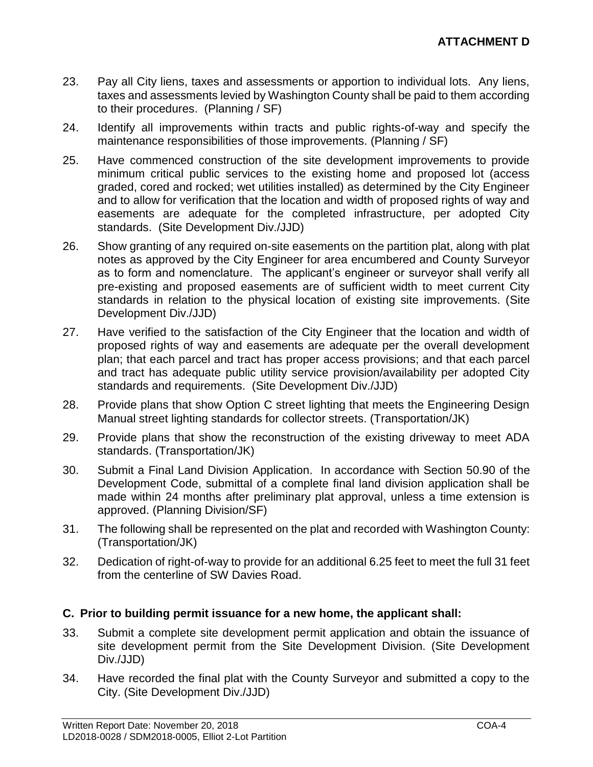**ATTACHMENT D**

23. Pay all City liens, taxes and assessments or apportion to individual lots. Any liens, taxes and assessments levied by Washington County shall be paid to them according to their procedures. (Planning / SF)

24. Identify all improvements within tracts and public rights-of-way and specify the maintenance responsibilities of those improvements. (Planning / SF)

25. Have commenced construction of the site development improvements to provide minimum critical public services to the existing home and proposed lot (access graded, cored and rocked; wet utilities installed) as determined by the City Engineer and to allow for verification that the location and width of proposed rights of way and easements are adequate for the completed infrastructure, per adopted City standards. (Site Development Div./JJD)

26. Show granting of any required on-site easements on the partition plat, along with plat notes as approved by the City Engineer for area encumbered and County Surveyor as to form and nomenclature. The applicant's engineer or surveyor shall verify all pre-existing and proposed easements are of sufficient width to meet current City standards in relation to the physical location of existing site improvements. (Site Development Div./JJD)

27. Have verified to the satisfaction of the City Engineer that the location and width of proposed rights of way and easements are adequate per the overall development plan; that each parcel and tract has proper access provisions; and that each parcel and tract has adequate public utility service provision/availability per adopted City standards and requirements. (Site Development Div./JJD)

28. Provide plans that show Option C street lighting that meets the Engineering Design Manual street lighting standards for collector streets. (Transportation/JK)

29. Provide plans that show the reconstruction of the existing driveway to meet ADA standards. (Transportation/JK)

30. Submit a Final Land Division Application. In accordance with Section 50.90 of the Development Code, submittal of a complete final land division application shall be made within 24 months after preliminary plat approval, unless a time extension is approved. (Planning Division/SF)

31. The following shall be represented on the plat and recorded with Washington County: (Transportation/JK)

32. Dedication of right-of-way to provide for an additional 6.25 feet to meet the full 31 feet from the centerline of SW Davies Road.

### C. Prior to building permit issuance for a new home, the applicant shall:

33. Submit a complete site development permit application and obtain the issuance of site development permit from the Site Development Division. (Site Development Div./JJD)

34. Have recorded the final plat with the County Surveyor and submitted a copy to the City. (Site Development Div./JJD)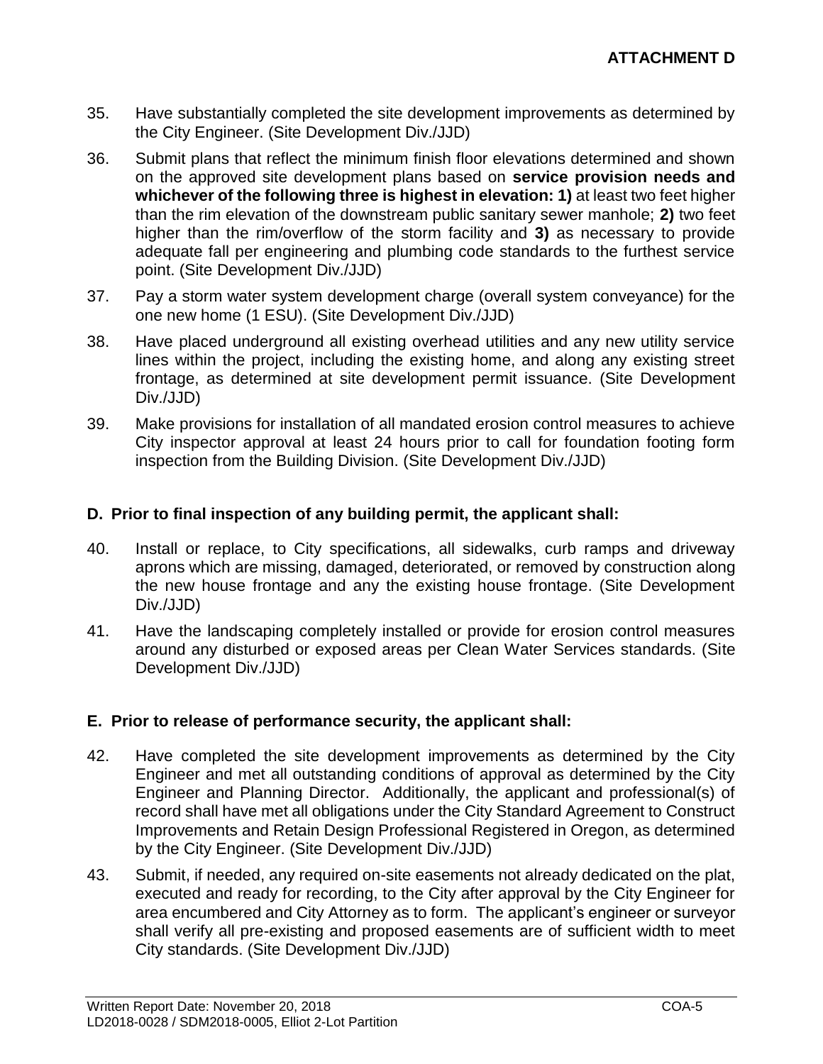35. Have substantially completed the site development improvements as determined by the City Engineer. (Site Development Div./JJD)

36. Submit plans that reflect the minimum finish floor elevations determined and shown on the approved site development plans based on **service provision needs and whichever of the following three is highest in elevation: 1)** at least two feet higher than the rim elevation of the downstream public sanitary sewer manhole; **2)** two feet higher than the rim/overflow of the storm facility and **3)** as necessary to provide adequate fall per engineering and plumbing code standards to the furthest service point. (Site Development Div./JJD)

37. Pay a storm water system development charge (overall system conveyance) for the one new home (1 ESU). (Site Development Div./JJD)

38. Have placed underground all existing overhead utilities and any new utility service lines within the project, including the existing home, and along any existing street frontage, as determined at site development permit issuance. (Site Development Div./JJD)

39. Make provisions for installation of all mandated erosion control measures to achieve City inspector approval at least 24 hours prior to call for foundation footing form inspection from the Building Division. (Site Development Div./JJD)

## D. Prior to final inspection of any building permit, the applicant shall:

40. Install or replace, to City specifications, all sidewalks, curb ramps and driveway aprons which are missing, damaged, deteriorated, or removed by construction along the new house frontage and any the existing house frontage. (Site Development Div./JJD)

41. Have the landscaping completely installed or provide for erosion control measures around any disturbed or exposed areas per Clean Water Services standards. (Site Development Div./JJD)

## E. Prior to release of performance security, the applicant shall:

42. Have completed the site development improvements as determined by the City Engineer and met all outstanding conditions of approval as determined by the City Engineer and Planning Director. Additionally, the applicant and professional(s) of record shall have met all obligations under the City Standard Agreement to Construct Improvements and Retain Design Professional Registered in Oregon, as determined by the City Engineer. (Site Development Div./JJD)

43. Submit, if needed, any required on-site easements not already dedicated on the plat, executed and ready for recording, to the City after approval by the City Engineer for area encumbered and City Attorney as to form. The applicant's engineer or surveyor shall verify all pre-existing and proposed easements are of sufficient width to meet City standards. (Site Development Div./JJD)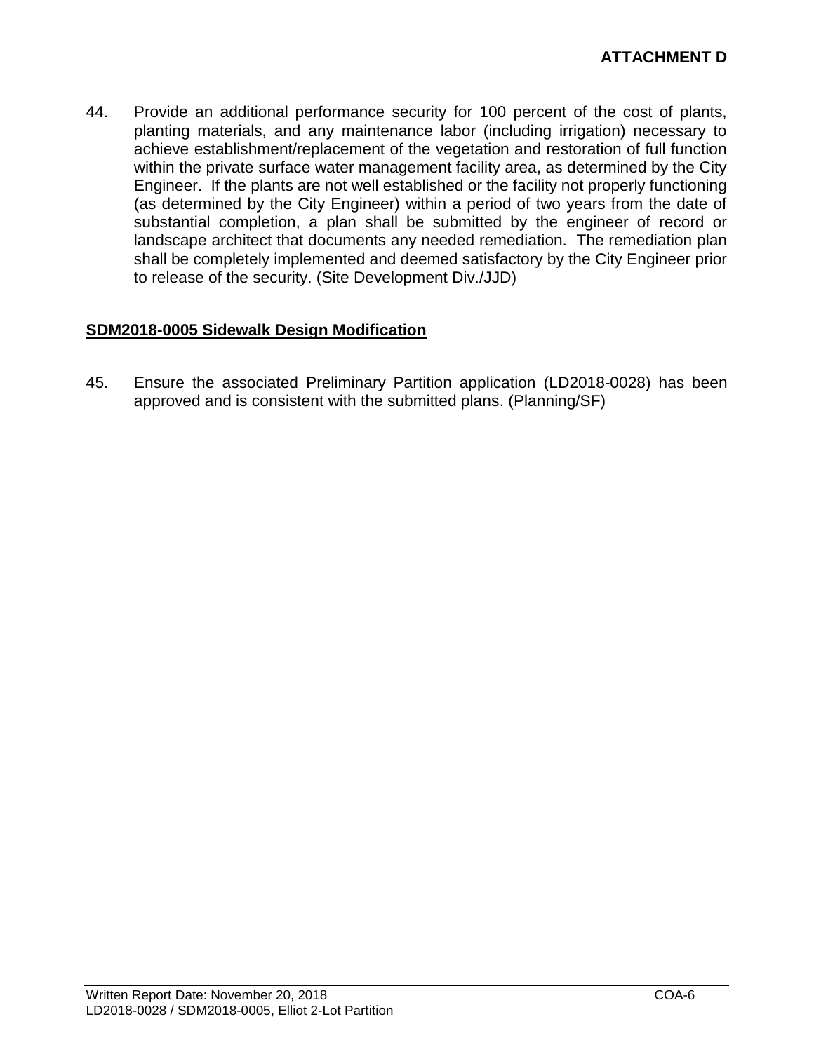44. Provide an additional performance security for 100 percent of the cost of plants, planting materials, and any maintenance labor (including irrigation) necessary to achieve establishment/replacement of the vegetation and restoration of full function within the private surface water management facility area, as determined by the City Engineer. If the plants are not well established or the facility not properly functioning (as determined by the City Engineer) within a period of two years from the date of substantial completion, a plan shall be submitted by the engineer of record or landscape architect that documents any needed remediation. The remediation plan shall be completely implemented and deemed satisfactory by the City Engineer prior to release of the security. (Site Development Div./JJD)

## SDM2018-0005 Sidewalk Design Modification

45. Ensure the associated Preliminary Partition application (LD2018-0028) has been approved and is consistent with the submitted plans. (Planning/SF)